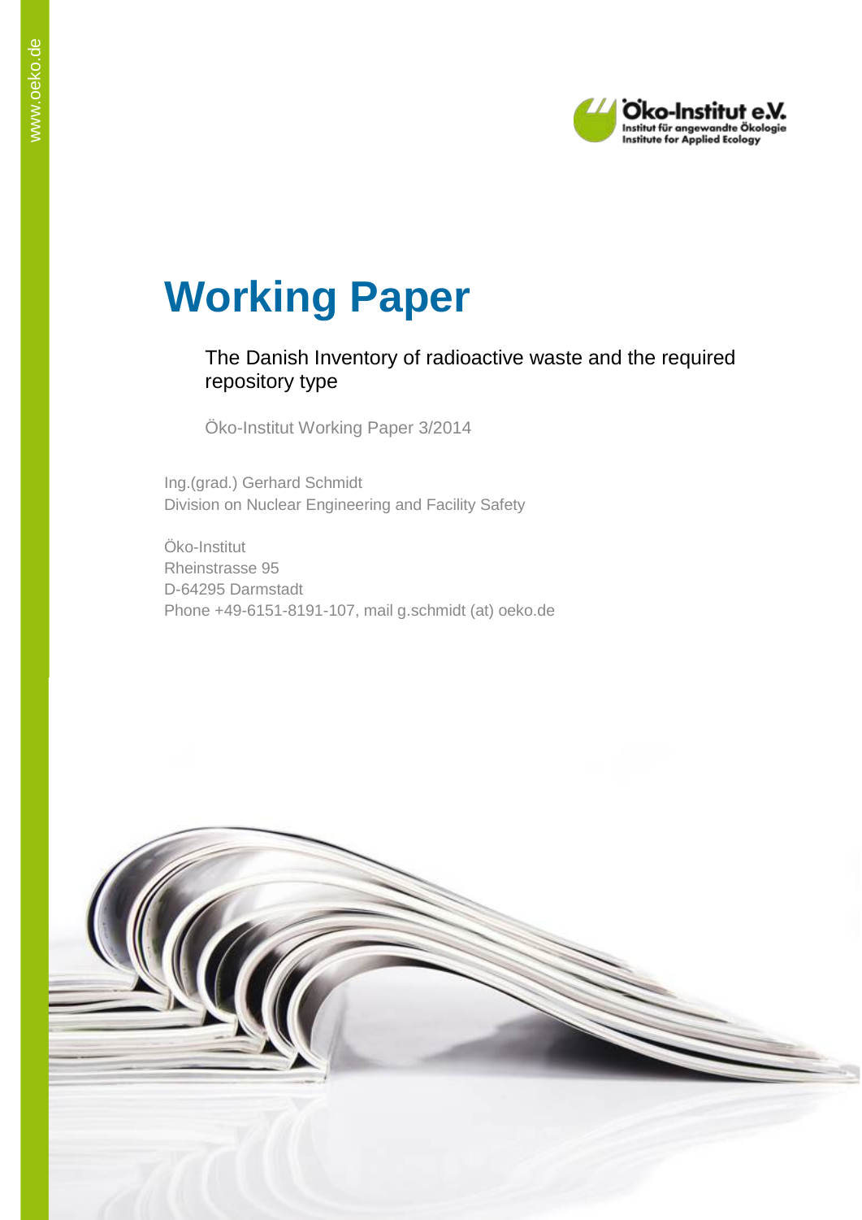Öko-Institut e.V.
Institut für angewandte Ökologie
Institute for Applied Ecology

# Working Paper

The Danish Inventory of radioactive waste and the required repository type

Öko-Institut Working Paper 3/2014

Ing.(grad.) Gerhard Schmidt
Division on Nuclear Engineering and Facility Safety

Öko-Institut
Rheinstrasse 95
D-64295 Darmstadt
Phone +49-6151-8191-107, mail g.schmidt (at) oeko.de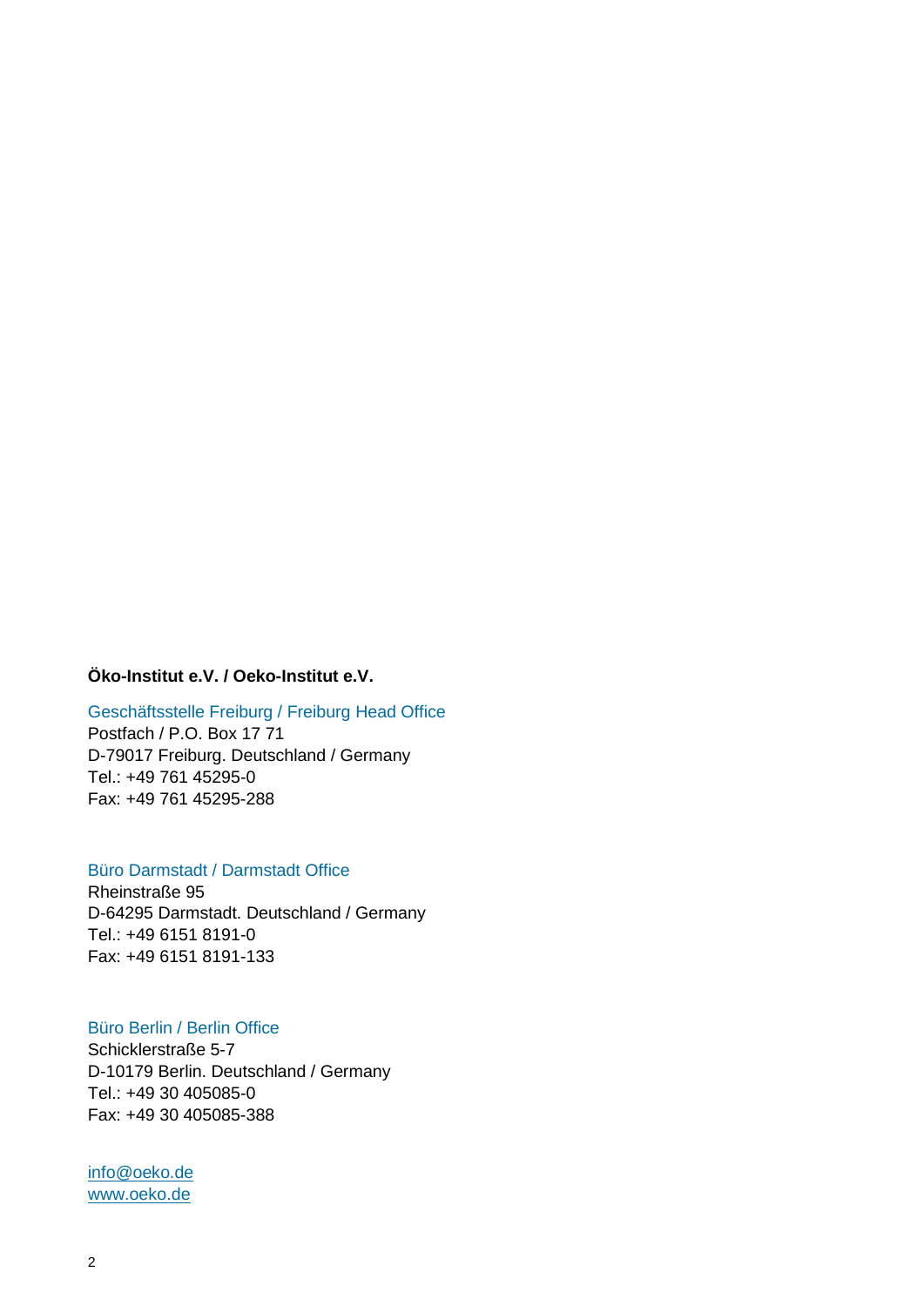**Öko-Institut e.V. / Oeko-Institut e.V.**

Geschäftsstelle Freiburg / Freiburg Head Office
Postfach / P.O. Box 17 71
D-79017 Freiburg. Deutschland / Germany
Tel.: +49 761 45295-0
Fax: +49 761 45295-288

Büro Darmstadt / Darmstadt Office
Rheinstraße 95
D-64295 Darmstadt. Deutschland / Germany
Tel.: +49 6151 8191-0
Fax: +49 6151 8191-133

Büro Berlin / Berlin Office
Schicklerstraße 5-7
D-10179 Berlin. Deutschland / Germany
Tel.: +49 30 405085-0
Fax: +49 30 405085-388

info@oeko.de
www.oeko.de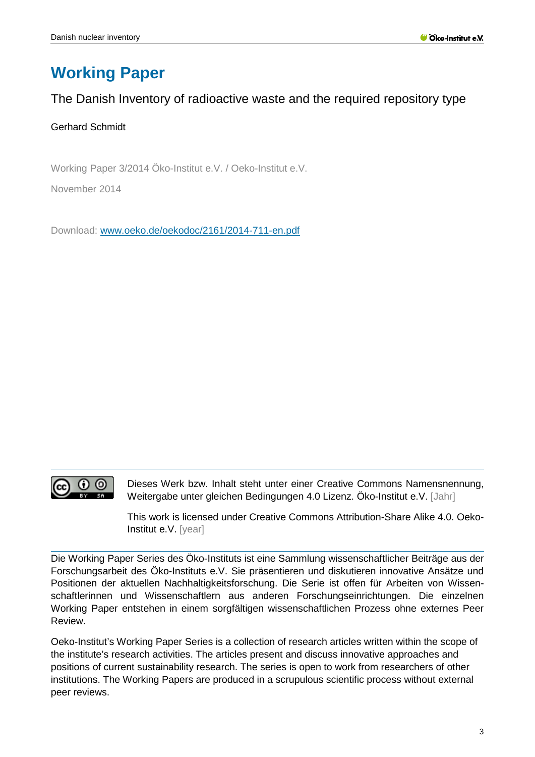# Working Paper

The Danish Inventory of radioactive waste and the required repository type

Gerhard Schmidt

Working Paper 3/2014 Öko-Institut e.V. / Oeko-Institut e.V.

November 2014

Download: [www.oeko.de/oekodoc/2161/2014-711-en.pdf](http://www.oeko.de/oekodoc/2161/2014-711-en.pdf)

Dieses Werk bzw. Inhalt steht unter einer Creative Commons Namensnennung, Weitergabe unter gleichen Bedingungen 4.0 Lizenz. Öko-Institut e.V. [Jahr]

This work is licensed under Creative Commons Attribution-Share Alike 4.0. Oeko-Institut e.V. [year]

Die Working Paper Series des Öko-Instituts ist eine Sammlung wissenschaftlicher Beiträge aus der Forschungsarbeit des Öko-Instituts e.V. Sie präsentieren und diskutieren innovative Ansätze und Positionen der aktuellen Nachhaltigkeitsforschung. Die Serie ist offen für Arbeiten von Wissenschaftlerinnen und Wissenschaftlern aus anderen Forschungseinrichtungen. Die einzelnen Working Paper entstehen in einem sorgfältigen wissenschaftlichen Prozess ohne externes Peer Review.

Oeko-Institut's Working Paper Series is a collection of research articles written within the scope of the institute's research activities. The articles present and discuss innovative approaches and positions of current sustainability research. The series is open to work from researchers of other institutions. The Working Papers are produced in a scrupulous scientific process without external peer reviews.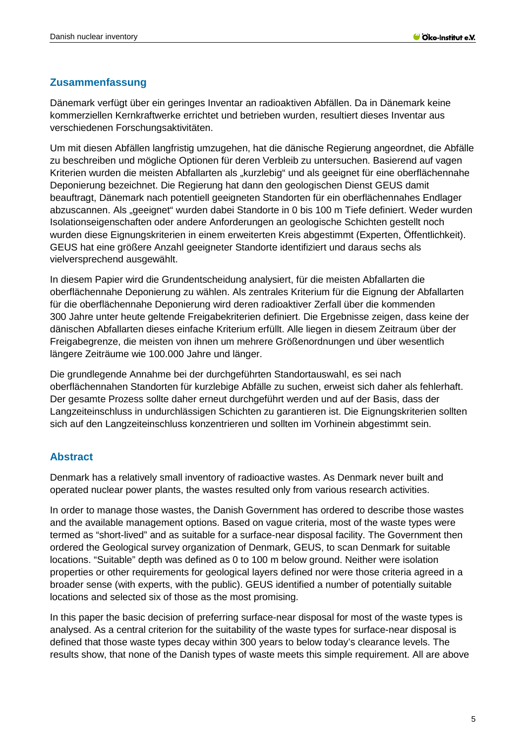## Zusammenfassung

Dänemark verfügt über ein geringes Inventar an radioaktiven Abfällen. Da in Dänemark keine kommerziellen Kernkraftwerke errichtet und betrieben wurden, resultiert dieses Inventar aus verschiedenen Forschungsaktivitäten.

Um mit diesen Abfällen langfristig umzugehen, hat die dänische Regierung angeordnet, die Abfälle zu beschreiben und mögliche Optionen für deren Verbleib zu untersuchen. Basierend auf vagen Kriterien wurden die meisten Abfallarten als „kurzlebig“ und als geeignet für eine oberflächennahe Deponierung bezeichnet. Die Regierung hat dann den geologischen Dienst GEUS damit beauftragt, Dänemark nach potentiell geeigneten Standorten für ein oberflächennahes Endlager abzuscannen. Als „geeignet“ wurden dabei Standorte in 0 bis 100 m Tiefe definiert. Weder wurden Isolationseigenschaften oder andere Anforderungen an geologische Schichten gestellt noch wurden diese Eignungskriterien in einem erweiterten Kreis abgestimmt (Experten, Öffentlichkeit). GEUS hat eine größere Anzahl geeigneter Standorte identifiziert und daraus sechs als vielversprechend ausgewählt.

In diesem Papier wird die Grundentscheidung analysiert, für die meisten Abfallarten die oberflächennahe Deponierung zu wählen. Als zentrales Kriterium für die Eignung der Abfallarten für die oberflächennahe Deponierung wird deren radioaktiver Zerfall über die kommenden 300 Jahre unter heute geltende Freigabekriterien definiert. Die Ergebnisse zeigen, dass keine der dänischen Abfallarten dieses einfache Kriterium erfüllt. Alle liegen in diesem Zeitraum über der Freigabegrenze, die meisten von ihnen um mehrere Größenordnungen und über wesentlich längere Zeiträume wie 100.000 Jahre und länger.

Die grundlegende Annahme bei der durchgeführten Standortauswahl, es sei nach oberflächennahen Standorten für kurzlebige Abfälle zu suchen, erweist sich daher als fehlerhaft. Der gesamte Prozess sollte daher erneut durchgeführt werden und auf der Basis, dass der Langzeiteinschluss in undurchlässigen Schichten zu garantieren ist. Die Eignungskriterien sollten sich auf den Langzeiteinschluss konzentrieren und sollten im Vorhinein abgestimmt sein.

## Abstract

Denmark has a relatively small inventory of radioactive wastes. As Denmark never built and operated nuclear power plants, the wastes resulted only from various research activities.

In order to manage those wastes, the Danish Government has ordered to describe those wastes and the available management options. Based on vague criteria, most of the waste types were termed as “short-lived” and as suitable for a surface-near disposal facility. The Government then ordered the Geological survey organization of Denmark, GEUS, to scan Denmark for suitable locations. “Suitable” depth was defined as 0 to 100 m below ground. Neither were isolation properties or other requirements for geological layers defined nor were those criteria agreed in a broader sense (with experts, with the public). GEUS identified a number of potentially suitable locations and selected six of those as the most promising.

In this paper the basic decision of preferring surface-near disposal for most of the waste types is analysed. As a central criterion for the suitability of the waste types for surface-near disposal is defined that those waste types decay within 300 years to below today’s clearance levels. The results show, that none of the Danish types of waste meets this simple requirement. All are above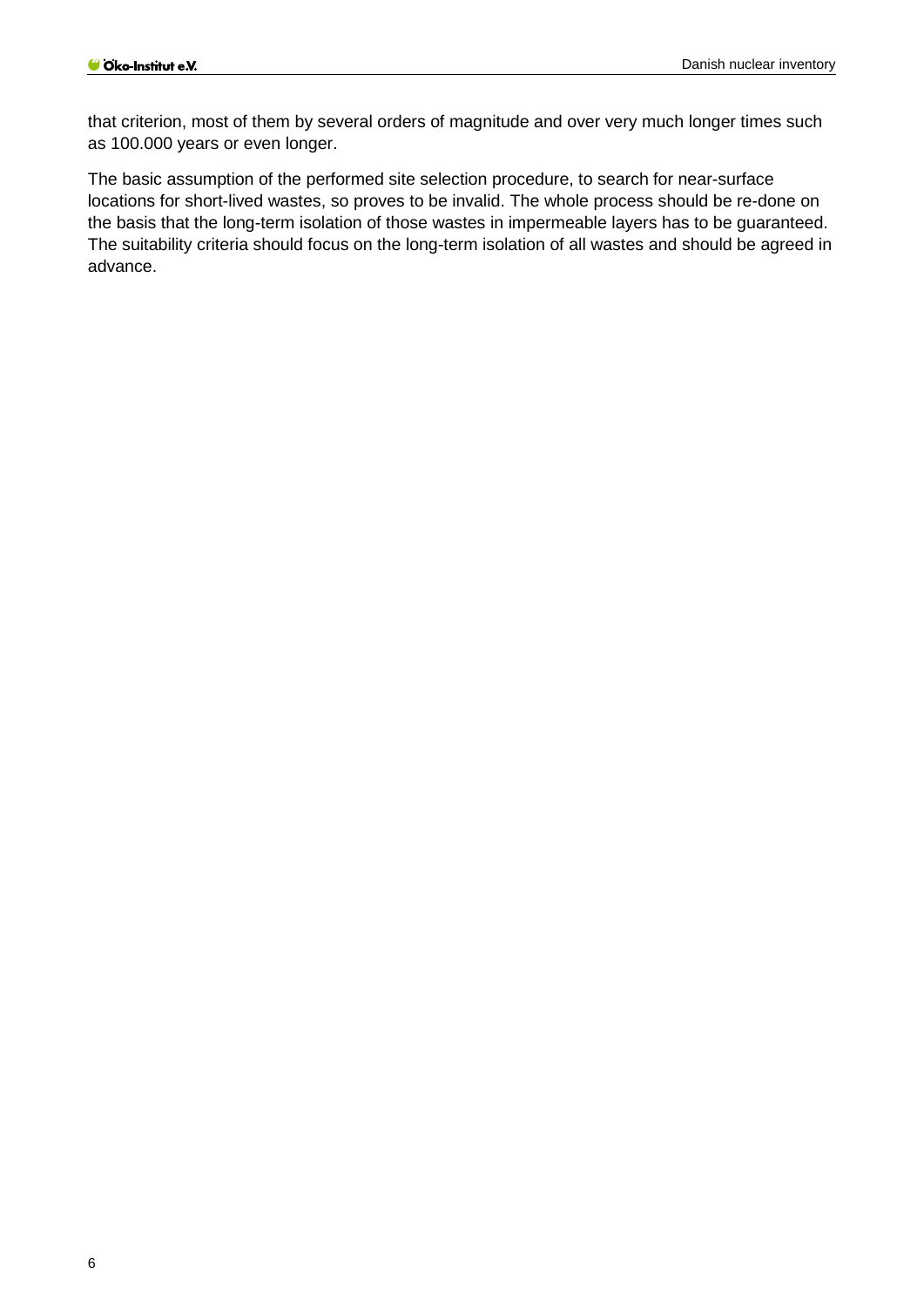that criterion, most of them by several orders of magnitude and over very much longer times such as 100.000 years or even longer.

The basic assumption of the performed site selection procedure, to search for near-surface locations for short-lived wastes, so proves to be invalid. The whole process should be re-done on the basis that the long-term isolation of those wastes in impermeable layers has to be guaranteed. The suitability criteria should focus on the long-term isolation of all wastes and should be agreed in advance.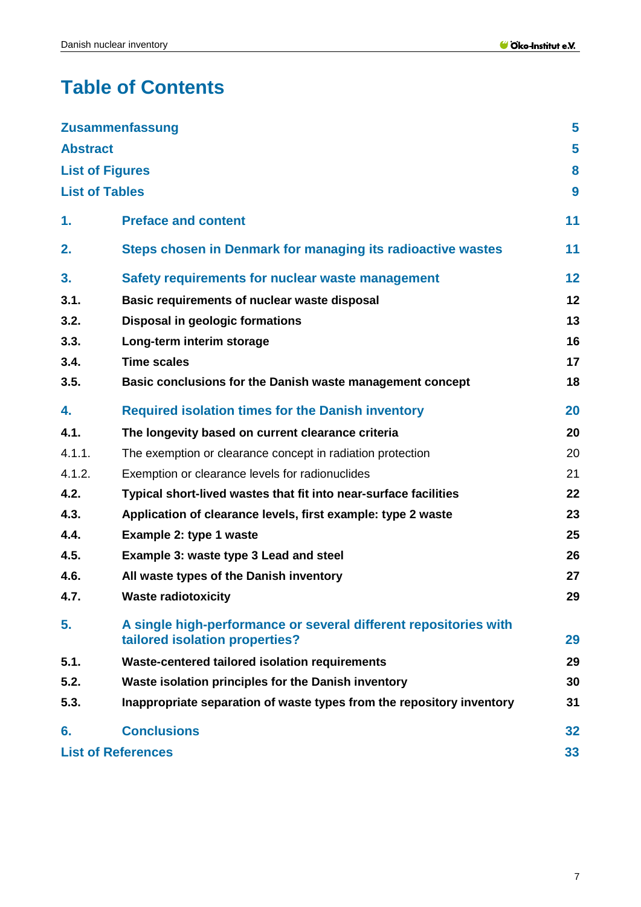# Table of Contents

| | | |
|---|---|---|
| **Zusammenfassung** | | **5** |
| **Abstract** | | **5** |
| **List of Figures** | | **8** |
| **List of Tables** | | **9** |
| **1.** | **Preface and content** | **11** |
| **2.** | **Steps chosen in Denmark for managing its radioactive wastes** | **11** |
| **3.** | **Safety requirements for nuclear waste management** | **12** |
| **3.1.** | **Basic requirements of nuclear waste disposal** | **12** |
| **3.2.** | **Disposal in geologic formations** | **13** |
| **3.3.** | **Long-term interim storage** | **16** |
| **3.4.** | **Time scales** | **17** |
| **3.5.** | **Basic conclusions for the Danish waste management concept** | **18** |
| **4.** | **Required isolation times for the Danish inventory** | **20** |
| **4.1.** | **The longevity based on current clearance criteria** | **20** |
| 4.1.1. | The exemption or clearance concept in radiation protection | 20 |
| 4.1.2. | Exemption or clearance levels for radionuclides | 21 |
| **4.2.** | **Typical short-lived wastes that fit into near-surface facilities** | **22** |
| **4.3.** | **Application of clearance levels, first example: type 2 waste** | **23** |
| **4.4.** | **Example 2: type 1 waste** | **25** |
| **4.5.** | **Example 3: waste type 3 Lead and steel** | **26** |
| **4.6.** | **All waste types of the Danish inventory** | **27** |
| **4.7.** | **Waste radiotoxicity** | **29** |
| **5.** | **A single high-performance or several different repositories with tailored isolation properties?** | **29** |
| **5.1.** | **Waste-centered tailored isolation requirements** | **29** |
| **5.2.** | **Waste isolation principles for the Danish inventory** | **30** |
| **5.3.** | **Inappropriate separation of waste types from the repository inventory** | **31** |
| **6.** | **Conclusions** | **32** |
| **List of References** | | **33** |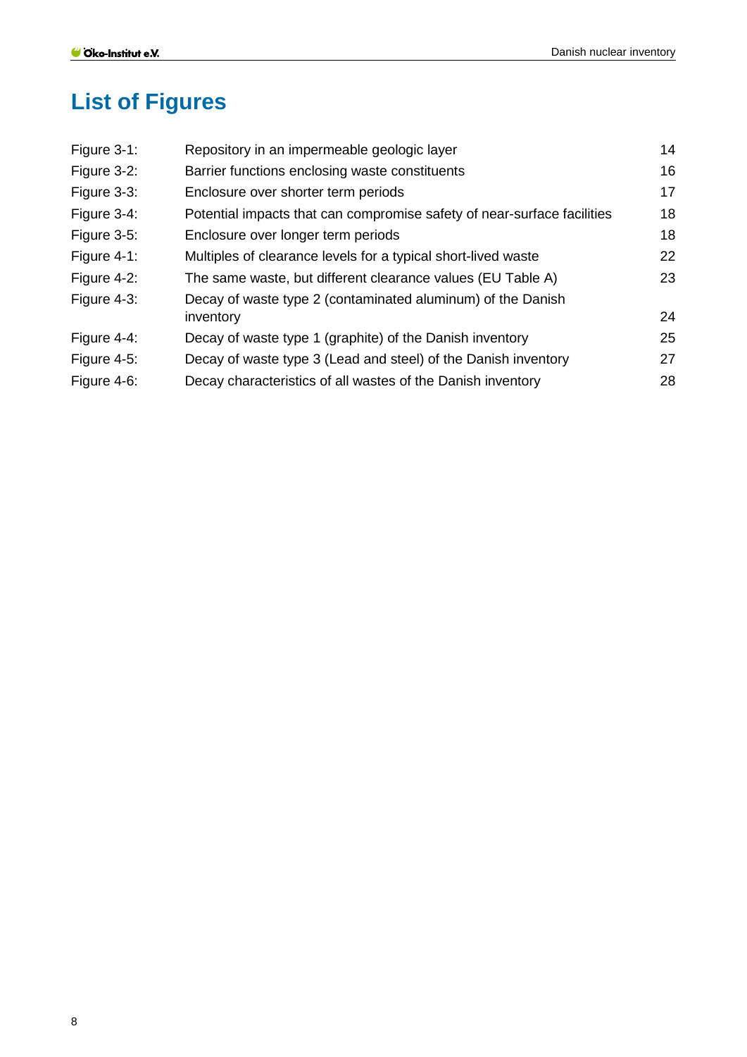# List of Figures

| | | |
|---|---|---|
| Figure 3-1: | Repository in an impermeable geologic layer | 14 |
| Figure 3-2: | Barrier functions enclosing waste constituents | 16 |
| Figure 3-3: | Enclosure over shorter term periods | 17 |
| Figure 3-4: | Potential impacts that can compromise safety of near-surface facilities | 18 |
| Figure 3-5: | Enclosure over longer term periods | 18 |
| Figure 4-1: | Multiples of clearance levels for a typical short-lived waste | 22 |
| Figure 4-2: | The same waste, but different clearance values (EU Table A) | 23 |
| Figure 4-3: | Decay of waste type 2 (contaminated aluminum) of the Danish inventory | 24 |
| Figure 4-4: | Decay of waste type 1 (graphite) of the Danish inventory | 25 |
| Figure 4-5: | Decay of waste type 3 (Lead and steel) of the Danish inventory | 27 |
| Figure 4-6: | Decay characteristics of all wastes of the Danish inventory | 28 |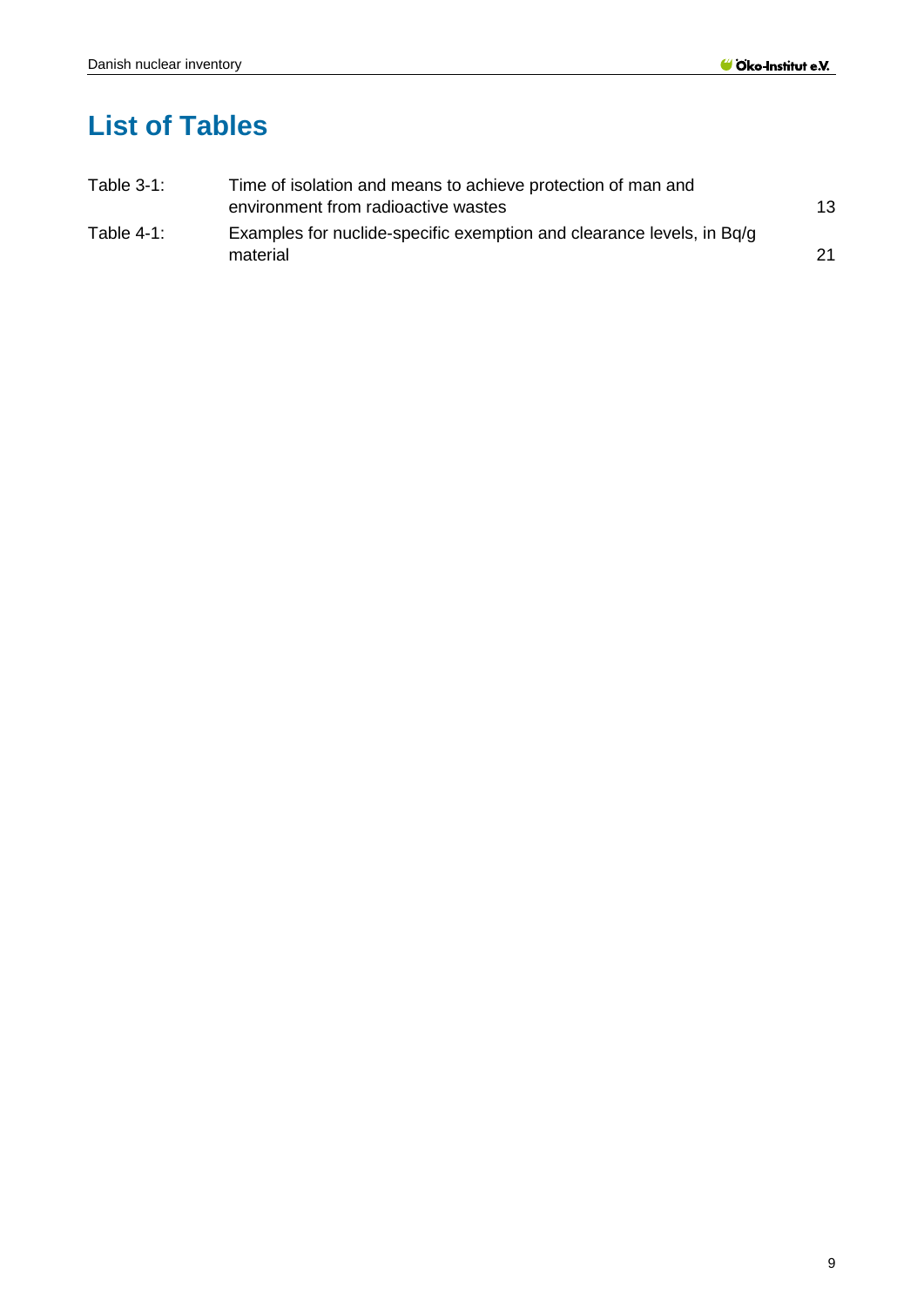# List of Tables

| | | |
|---|---|---|
| Table 3-1: | Time of isolation and means to achieve protection of man and environment from radioactive wastes | 13 |
| Table 4-1: | Examples for nuclide-specific exemption and clearance levels, in Bq/g material | 21 |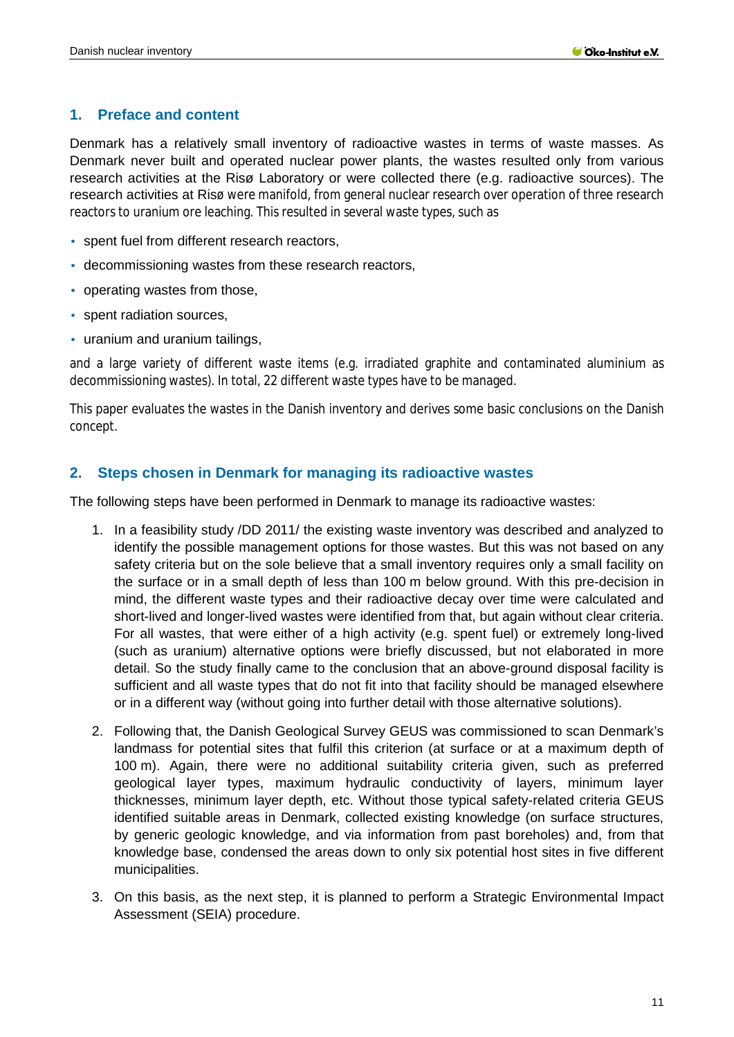## 1. Preface and content

Denmark has a relatively small inventory of radioactive wastes in terms of waste masses. As Denmark never built and operated nuclear power plants, the wastes resulted only from various research activities at the Risø Laboratory or were collected there (e.g. radioactive sources). The research activities at Risø were manifold, from general nuclear research over operation of three research reactors to uranium ore leaching. This resulted in several waste types, such as

- spent fuel from different research reactors,
- decommissioning wastes from these research reactors,
- operating wastes from those,
- spent radiation sources,
- uranium and uranium tailings,

and a large variety of different waste items (e.g. irradiated graphite and contaminated aluminium as decommissioning wastes). In total, 22 different waste types have to be managed.

This paper evaluates the wastes in the Danish inventory and derives some basic conclusions on the Danish concept.

## 2. Steps chosen in Denmark for managing its radioactive wastes

The following steps have been performed in Denmark to manage its radioactive wastes:

1. In a feasibility study /DD 2011/ the existing waste inventory was described and analyzed to identify the possible management options for those wastes. But this was not based on any safety criteria but on the sole believe that a small inventory requires only a small facility on the surface or in a small depth of less than 100 m below ground. With this pre-decision in mind, the different waste types and their radioactive decay over time were calculated and short-lived and longer-lived wastes were identified from that, but again without clear criteria. For all wastes, that were either of a high activity (e.g. spent fuel) or extremely long-lived (such as uranium) alternative options were briefly discussed, but not elaborated in more detail. So the study finally came to the conclusion that an above-ground disposal facility is sufficient and all waste types that do not fit into that facility should be managed elsewhere or in a different way (without going into further detail with those alternative solutions).

2. Following that, the Danish Geological Survey GEUS was commissioned to scan Denmark's landmass for potential sites that fulfil this criterion (at surface or at a maximum depth of 100 m). Again, there were no additional suitability criteria given, such as preferred geological layer types, maximum hydraulic conductivity of layers, minimum layer thicknesses, minimum layer depth, etc. Without those typical safety-related criteria GEUS identified suitable areas in Denmark, collected existing knowledge (on surface structures, by generic geologic knowledge, and via information from past boreholes) and, from that knowledge base, condensed the areas down to only six potential host sites in five different municipalities.

3. On this basis, as the next step, it is planned to perform a Strategic Environmental Impact Assessment (SEIA) procedure.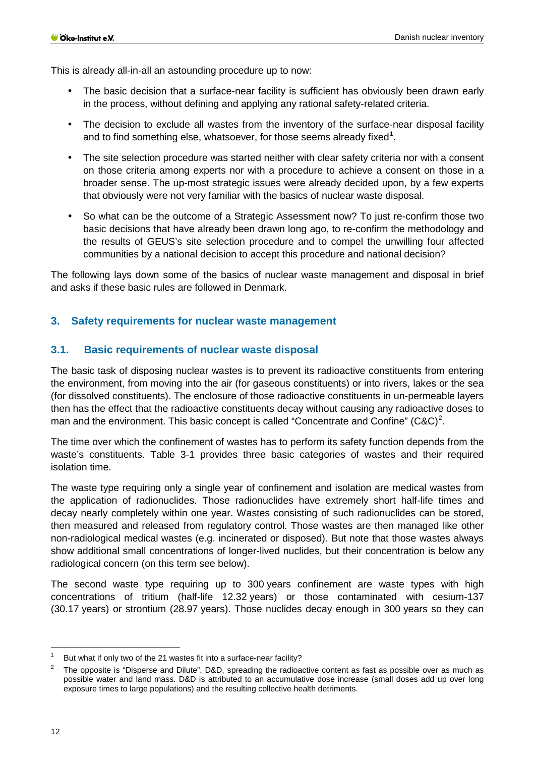This is already all-in-all an astounding procedure up to now:

- The basic decision that a surface-near facility is sufficient has obviously been drawn early in the process, without defining and applying any rational safety-related criteria.
- The decision to exclude all wastes from the inventory of the surface-near disposal facility and to find something else, whatsoever, for those seems already fixed[1].
- The site selection procedure was started neither with clear safety criteria nor with a consent on those criteria among experts nor with a procedure to achieve a consent on those in a broader sense. The up-most strategic issues were already decided upon, by a few experts that obviously were not very familiar with the basics of nuclear waste disposal.
- So what can be the outcome of a Strategic Assessment now? To just re-confirm those two basic decisions that have already been drawn long ago, to re-confirm the methodology and the results of GEUS's site selection procedure and to compel the unwilling four affected communities by a national decision to accept this procedure and national decision?

The following lays down some of the basics of nuclear waste management and disposal in brief and asks if these basic rules are followed in Denmark.

## 3. Safety requirements for nuclear waste management

### 3.1. Basic requirements of nuclear waste disposal

The basic task of disposing nuclear wastes is to prevent its radioactive constituents from entering the environment, from moving into the air (for gaseous constituents) or into rivers, lakes or the sea (for dissolved constituents). The enclosure of those radioactive constituents in un-permeable layers then has the effect that the radioactive constituents decay without causing any radioactive doses to man and the environment. This basic concept is called "Concentrate and Confine" (C&C)[2].

The time over which the confinement of wastes has to perform its safety function depends from the waste's constituents. Table 3-1 provides three basic categories of wastes and their required isolation time.

The waste type requiring only a single year of confinement and isolation are medical wastes from the application of radionuclides. Those radionuclides have extremely short half-life times and decay nearly completely within one year. Wastes consisting of such radionuclides can be stored, then measured and released from regulatory control. Those wastes are then managed like other non-radiological medical wastes (e.g. incinerated or disposed). But note that those wastes always show additional small concentrations of longer-lived nuclides, but their concentration is below any radiological concern (on this term see below).

The second waste type requiring up to 300 years confinement are waste types with high concentrations of tritium (half-life 12.32 years) or those contaminated with cesium-137 (30.17 years) or strontium (28.97 years). Those nuclides decay enough in 300 years so they can

---

[1] But what if only two of the 21 wastes fit into a surface-near facility?

[2] The opposite is "Disperse and Dilute", D&D, spreading the radioactive content as fast as possible over as much as possible water and land mass. D&D is attributed to an accumulative dose increase (small doses add up over long exposure times to large populations) and the resulting collective health detriments.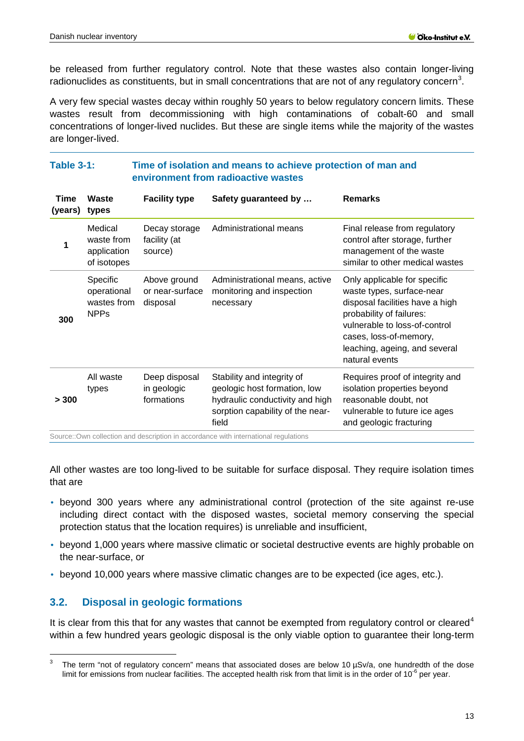be released from further regulatory control. Note that these wastes also contain longer-living radionuclides as constituents, but in small concentrations that are not of any regulatory concern[3].

A very few special wastes decay within roughly 50 years to below regulatory concern limits. These wastes result from decommissioning with high contaminations of cobalt-60 and small concentrations of longer-lived nuclides. But these are single items while the majority of the wastes are longer-lived.

**Table 3-1: Time of isolation and means to achieve protection of man and environment from radioactive wastes**

| Time (years) | Waste types | Facility type | Safety guaranteed by … | Remarks |
|---|---|---|---|---|
| 1 | Medical waste from application of isotopes | Decay storage facility (at source) | Administrational means | Final release from regulatory control after storage, further management of the waste similar to other medical wastes |
| 300 | Specific operational wastes from NPPs | Above ground or near-surface disposal | Administrational means, active monitoring and inspection necessary | Only applicable for specific waste types, surface-near disposal facilities have a high probability of failures: vulnerable to loss-of-control cases, loss-of-memory, leaching, ageing, and several natural events |
| > 300 | All waste types | Deep disposal in geologic formations | Stability and integrity of geologic host formation, low hydraulic conductivity and high sorption capability of the near-field | Requires proof of integrity and isolation properties beyond reasonable doubt, not vulnerable to future ice ages and geologic fracturing |

Source::Own collection and description in accordance with international regulations

All other wastes are too long-lived to be suitable for surface disposal. They require isolation times that are

- beyond 300 years where any administrational control (protection of the site against re-use including direct contact with the disposed wastes, societal memory conserving the special protection status that the location requires) is unreliable and insufficient,
- beyond 1,000 years where massive climatic or societal destructive events are highly probable on the near-surface, or
- beyond 10,000 years where massive climatic changes are to be expected (ice ages, etc.).

## 3.2. Disposal in geologic formations

It is clear from this that for any wastes that cannot be exempted from regulatory control or cleared[4] within a few hundred years geologic disposal is the only viable option to guarantee their long-term

[3] The term "not of regulatory concern" means that associated doses are below 10 µSv/a, one hundredth of the dose limit for emissions from nuclear facilities. The accepted health risk from that limit is in the order of $10^{-6}$ per year.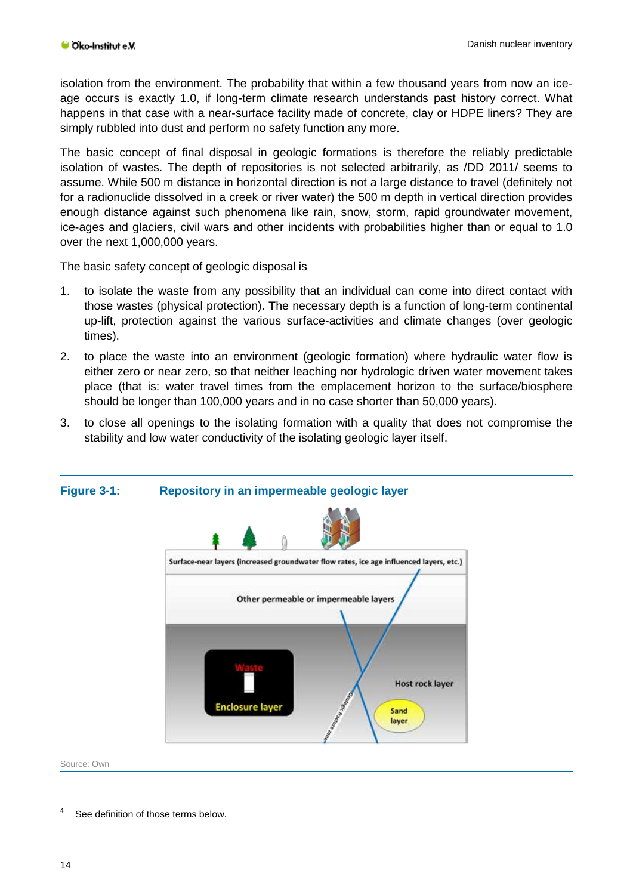isolation from the environment. The probability that within a few thousand years from now an ice-age occurs is exactly 1.0, if long-term climate research understands past history correct. What happens in that case with a near-surface facility made of concrete, clay or HDPE liners? They are simply rubbled into dust and perform no safety function any more.

The basic concept of final disposal in geologic formations is therefore the reliably predictable isolation of wastes. The depth of repositories is not selected arbitrarily, as /DD 2011/ seems to assume. While 500 m distance in horizontal direction is not a large distance to travel (definitely not for a radionuclide dissolved in a creek or river water) the 500 m depth in vertical direction provides enough distance against such phenomena like rain, snow, storm, rapid groundwater movement, ice-ages and glaciers, civil wars and other incidents with probabilities higher than or equal to 1.0 over the next 1,000,000 years.

The basic safety concept of geologic disposal is

1. to isolate the waste from any possibility that an individual can come into direct contact with those wastes (physical protection). The necessary depth is a function of long-term continental up-lift, protection against the various surface-activities and climate changes (over geologic times).
2. to place the waste into an environment (geologic formation) where hydraulic water flow is either zero or near zero, so that neither leaching nor hydrologic driven water movement takes place (that is: water travel times from the emplacement horizon to the surface/biosphere should be longer than 100,000 years and in no case shorter than 50,000 years).
3. to close all openings to the isolating formation with a quality that does not compromise the stability and low water conductivity of the isolating geologic layer itself.

**Figure 3-1: Repository in an impermeable geologic layer**

Source: Own

[4] See definition of those terms below.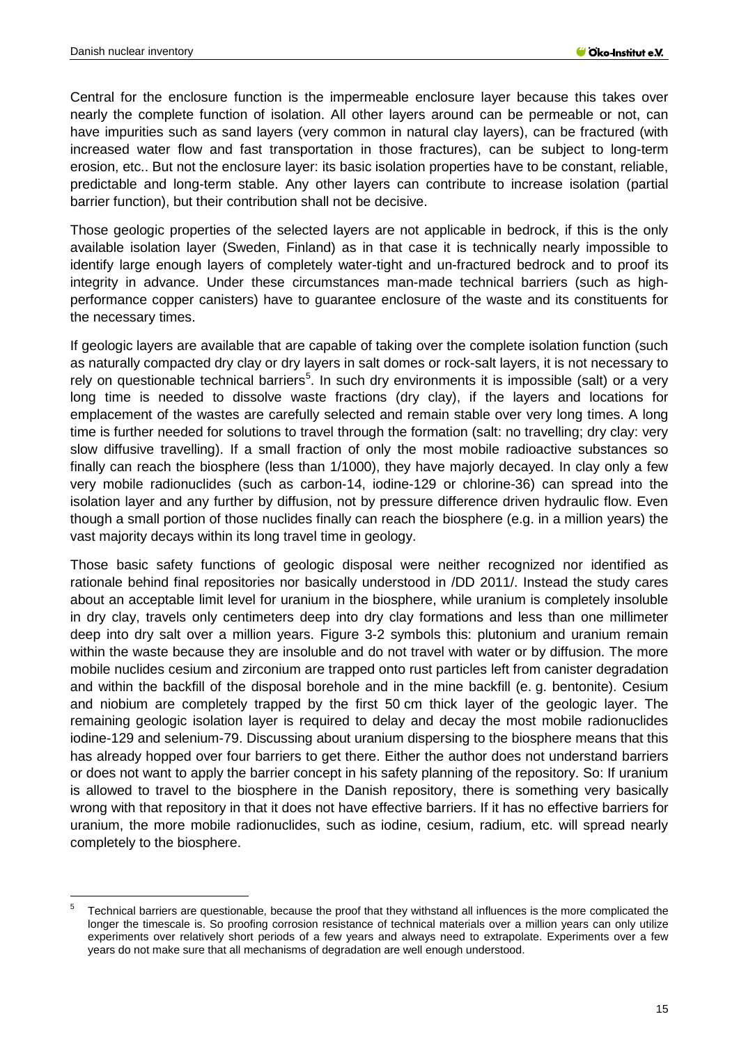Central for the enclosure function is the impermeable enclosure layer because this takes over nearly the complete function of isolation. All other layers around can be permeable or not, can have impurities such as sand layers (very common in natural clay layers), can be fractured (with increased water flow and fast transportation in those fractures), can be subject to long-term erosion, etc.. But not the enclosure layer: its basic isolation properties have to be constant, reliable, predictable and long-term stable. Any other layers can contribute to increase isolation (partial barrier function), but their contribution shall not be decisive.

Those geologic properties of the selected layers are not applicable in bedrock, if this is the only available isolation layer (Sweden, Finland) as in that case it is technically nearly impossible to identify large enough layers of completely water-tight and un-fractured bedrock and to proof its integrity in advance. Under these circumstances man-made technical barriers (such as high-performance copper canisters) have to guarantee enclosure of the waste and its constituents for the necessary times.

If geologic layers are available that are capable of taking over the complete isolation function (such as naturally compacted dry clay or dry layers in salt domes or rock-salt layers, it is not necessary to rely on questionable technical barriers[5]. In such dry environments it is impossible (salt) or a very long time is needed to dissolve waste fractions (dry clay), if the layers and locations for emplacement of the wastes are carefully selected and remain stable over very long times. A long time is further needed for solutions to travel through the formation (salt: no travelling; dry clay: very slow diffusive travelling). If a small fraction of only the most mobile radioactive substances so finally can reach the biosphere (less than 1/1000), they have majorly decayed. In clay only a few very mobile radionuclides (such as carbon-14, iodine-129 or chlorine-36) can spread into the isolation layer and any further by diffusion, not by pressure difference driven hydraulic flow. Even though a small portion of those nuclides finally can reach the biosphere (e.g. in a million years) the vast majority decays within its long travel time in geology.

Those basic safety functions of geologic disposal were neither recognized nor identified as rationale behind final repositories nor basically understood in /DD 2011/. Instead the study cares about an acceptable limit level for uranium in the biosphere, while uranium is completely insoluble in dry clay, travels only centimeters deep into dry clay formations and less than one millimeter deep into dry salt over a million years. Figure 3-2 symbols this: plutonium and uranium remain within the waste because they are insoluble and do not travel with water or by diffusion. The more mobile nuclides cesium and zirconium are trapped onto rust particles left from canister degradation and within the backfill of the disposal borehole and in the mine backfill (e. g. bentonite). Cesium and niobium are completely trapped by the first 50 cm thick layer of the geologic layer. The remaining geologic isolation layer is required to delay and decay the most mobile radionuclides iodine-129 and selenium-79. Discussing about uranium dispersing to the biosphere means that this has already hopped over four barriers to get there. Either the author does not understand barriers or does not want to apply the barrier concept in his safety planning of the repository. So: If uranium is allowed to travel to the biosphere in the Danish repository, there is something very basically wrong with that repository in that it does not have effective barriers. If it has no effective barriers for uranium, the more mobile radionuclides, such as iodine, cesium, radium, etc. will spread nearly completely to the biosphere.

---

[5] Technical barriers are questionable, because the proof that they withstand all influences is the more complicated the longer the timescale is. So proofing corrosion resistance of technical materials over a million years can only utilize experiments over relatively short periods of a few years and always need to extrapolate. Experiments over a few years do not make sure that all mechanisms of degradation are well enough understood.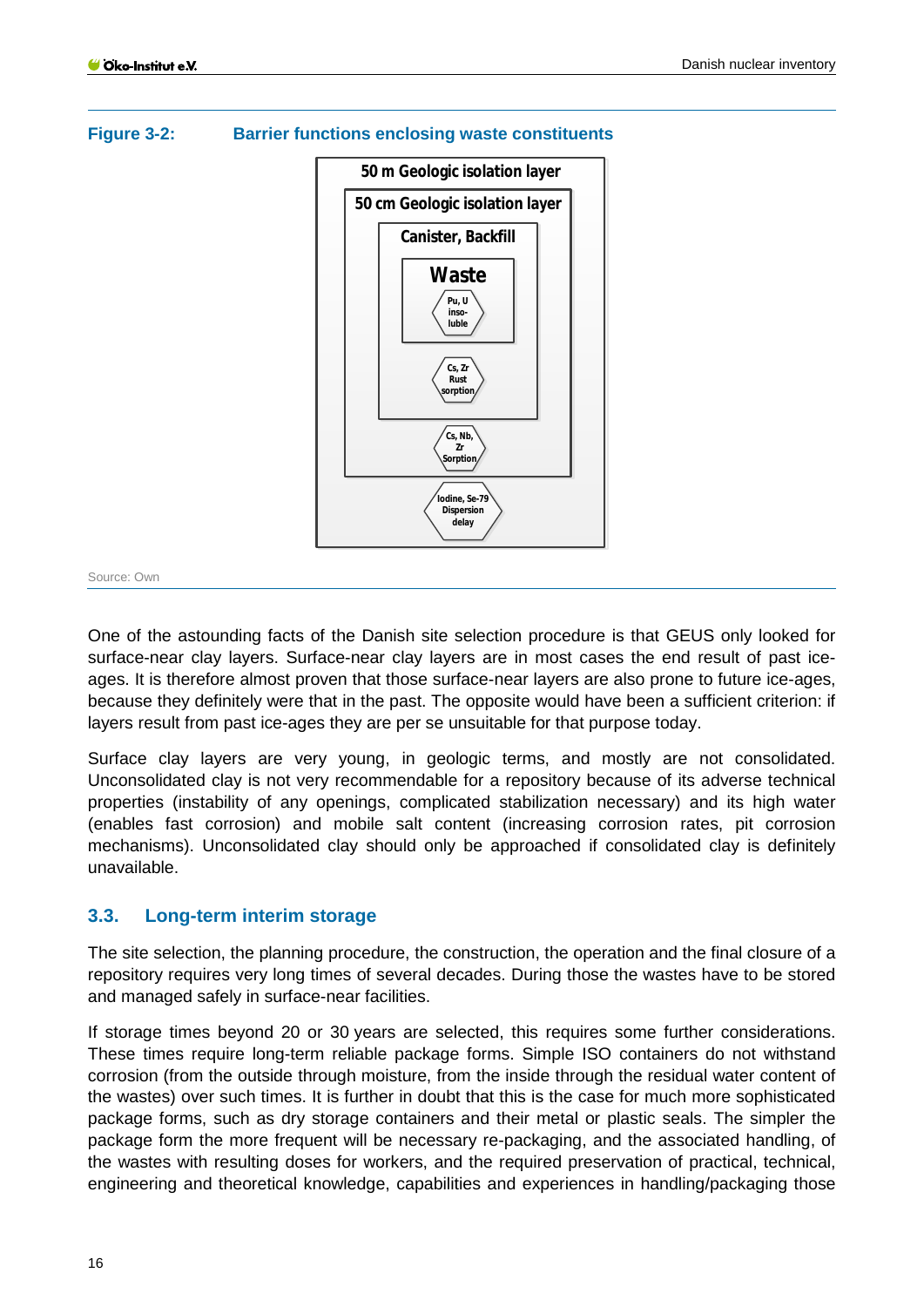**Figure 3-2: Barrier functions enclosing waste constituents**

50 m Geologic isolation layer

50 cm Geologic isolation layer

Canister, Backfill

Waste

Pu, U insoluble

Cs, Zr Rust sorption

Cs, Nb, Zr Sorption

Iodine, Se-79 Dispersion delay

Source: Own

One of the astounding facts of the Danish site selection procedure is that GEUS only looked for surface-near clay layers. Surface-near clay layers are in most cases the end result of past ice-ages. It is therefore almost proven that those surface-near layers are also prone to future ice-ages, because they definitely were that in the past. The opposite would have been a sufficient criterion: if layers result from past ice-ages they are per se unsuitable for that purpose today.

Surface clay layers are very young, in geologic terms, and mostly are not consolidated. Unconsolidated clay is not very recommendable for a repository because of its adverse technical properties (instability of any openings, complicated stabilization necessary) and its high water (enables fast corrosion) and mobile salt content (increasing corrosion rates, pit corrosion mechanisms). Unconsolidated clay should only be approached if consolidated clay is definitely unavailable.

## 3.3. Long-term interim storage

The site selection, the planning procedure, the construction, the operation and the final closure of a repository requires very long times of several decades. During those the wastes have to be stored and managed safely in surface-near facilities.

If storage times beyond 20 or 30 years are selected, this requires some further considerations. These times require long-term reliable package forms. Simple ISO containers do not withstand corrosion (from the outside through moisture, from the inside through the residual water content of the wastes) over such times. It is further in doubt that this is the case for much more sophisticated package forms, such as dry storage containers and their metal or plastic seals. The simpler the package form the more frequent will be necessary re-packaging, and the associated handling, of the wastes with resulting doses for workers, and the required preservation of practical, technical, engineering and theoretical knowledge, capabilities and experiences in handling/packaging those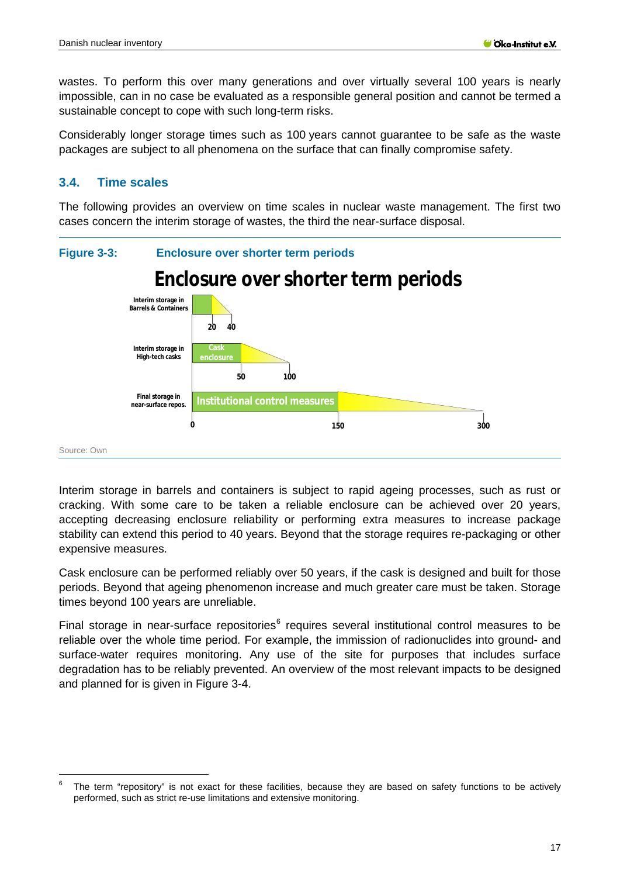wastes. To perform this over many generations and over virtually several 100 years is nearly impossible, can in no case be evaluated as a responsible general position and cannot be termed a sustainable concept to cope with such long-term risks.

Considerably longer storage times such as 100 years cannot guarantee to be safe as the waste packages are subject to all phenomena on the surface that can finally compromise safety.

## 3.4. Time scales

The following provides an overview on time scales in nuclear waste management. The first two cases concern the interim storage of wastes, the third the near-surface disposal.

**Figure 3-3: Enclosure over shorter term periods**

Enclosure over shorter term periods

Interim storage in Barrels & Containers — 20, 40

Interim storage in High-tech casks — Cask enclosure — 50, 100

Final storage in near-surface repos. — Institutional control measures — 0, 150, 300

Source: Own

Interim storage in barrels and containers is subject to rapid ageing processes, such as rust or cracking. With some care to be taken a reliable enclosure can be achieved over 20 years, accepting decreasing enclosure reliability or performing extra measures to increase package stability can extend this period to 40 years. Beyond that the storage requires re-packaging or other expensive measures.

Cask enclosure can be performed reliably over 50 years, if the cask is designed and built for those periods. Beyond that ageing phenomenon increase and much greater care must be taken. Storage times beyond 100 years are unreliable.

Final storage in near-surface repositories[6] requires several institutional control measures to be reliable over the whole time period. For example, the immission of radionuclides into ground- and surface-water requires monitoring. Any use of the site for purposes that includes surface degradation has to be reliably prevented. An overview of the most relevant impacts to be designed and planned for is given in Figure 3-4.

---

[6] The term "repository" is not exact for these facilities, because they are based on safety functions to be actively performed, such as strict re-use limitations and extensive monitoring.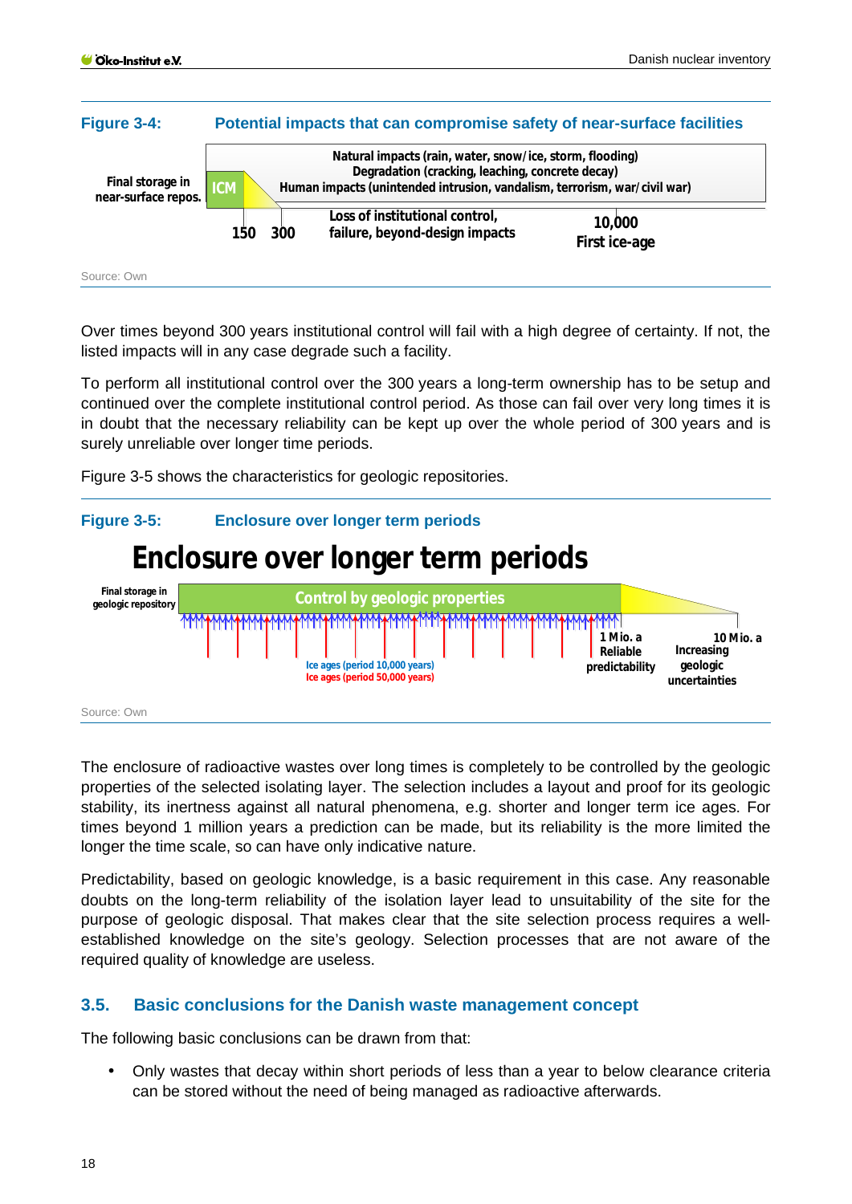**Figure 3-4: Potential impacts that can compromise safety of near-surface facilities**

Final storage in near-surface repos.

ICM

Natural impacts (rain, water, snow/ice, storm, flooding)
Degradation (cracking, leaching, concrete decay)
Human impacts (unintended intrusion, vandalism, terrorism, war/civil war)

150 300

Loss of institutional control, failure, beyond-design impacts

10,000
First ice-age

Source: Own

Over times beyond 300 years institutional control will fail with a high degree of certainty. If not, the listed impacts will in any case degrade such a facility.

To perform all institutional control over the 300 years a long-term ownership has to be setup and continued over the complete institutional control period. As those can fail over very long times it is in doubt that the necessary reliability can be kept up over the whole period of 300 years and is surely unreliable over longer time periods.

Figure 3-5 shows the characteristics for geologic repositories.

**Figure 3-5: Enclosure over longer term periods**

Enclosure over longer term periods

Final storage in geologic repository

Control by geologic properties

Ice ages (period 10,000 years)
Ice ages (period 50,000 years)

1 Mio. a
Reliable predictability

10 Mio. a
Increasing geologic uncertainties

Source: Own

The enclosure of radioactive wastes over long times is completely to be controlled by the geologic properties of the selected isolating layer. The selection includes a layout and proof for its geologic stability, its inertness against all natural phenomena, e.g. shorter and longer term ice ages. For times beyond 1 million years a prediction can be made, but its reliability is the more limited the longer the time scale, so can have only indicative nature.

Predictability, based on geologic knowledge, is a basic requirement in this case. Any reasonable doubts on the long-term reliability of the isolation layer lead to unsuitability of the site for the purpose of geologic disposal. That makes clear that the site selection process requires a well-established knowledge on the site's geology. Selection processes that are not aware of the required quality of knowledge are useless.

## 3.5. Basic conclusions for the Danish waste management concept

The following basic conclusions can be drawn from that:

- Only wastes that decay within short periods of less than a year to below clearance criteria can be stored without the need of being managed as radioactive afterwards.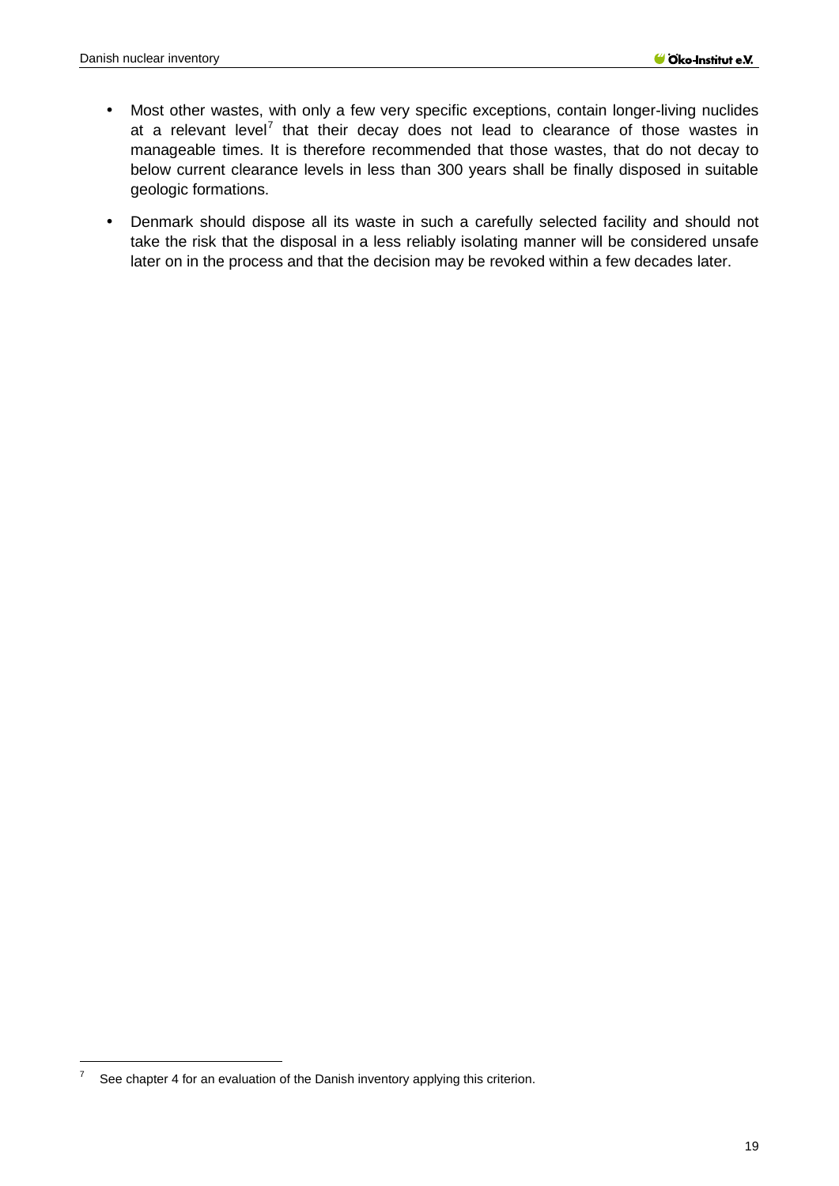- Most other wastes, with only a few very specific exceptions, contain longer-living nuclides at a relevant level[7] that their decay does not lead to clearance of those wastes in manageable times. It is therefore recommended that those wastes, that do not decay to below current clearance levels in less than 300 years shall be finally disposed in suitable geologic formations.
- Denmark should dispose all its waste in such a carefully selected facility and should not take the risk that the disposal in a less reliably isolating manner will be considered unsafe later on in the process and that the decision may be revoked within a few decades later.

[7] See chapter 4 for an evaluation of the Danish inventory applying this criterion.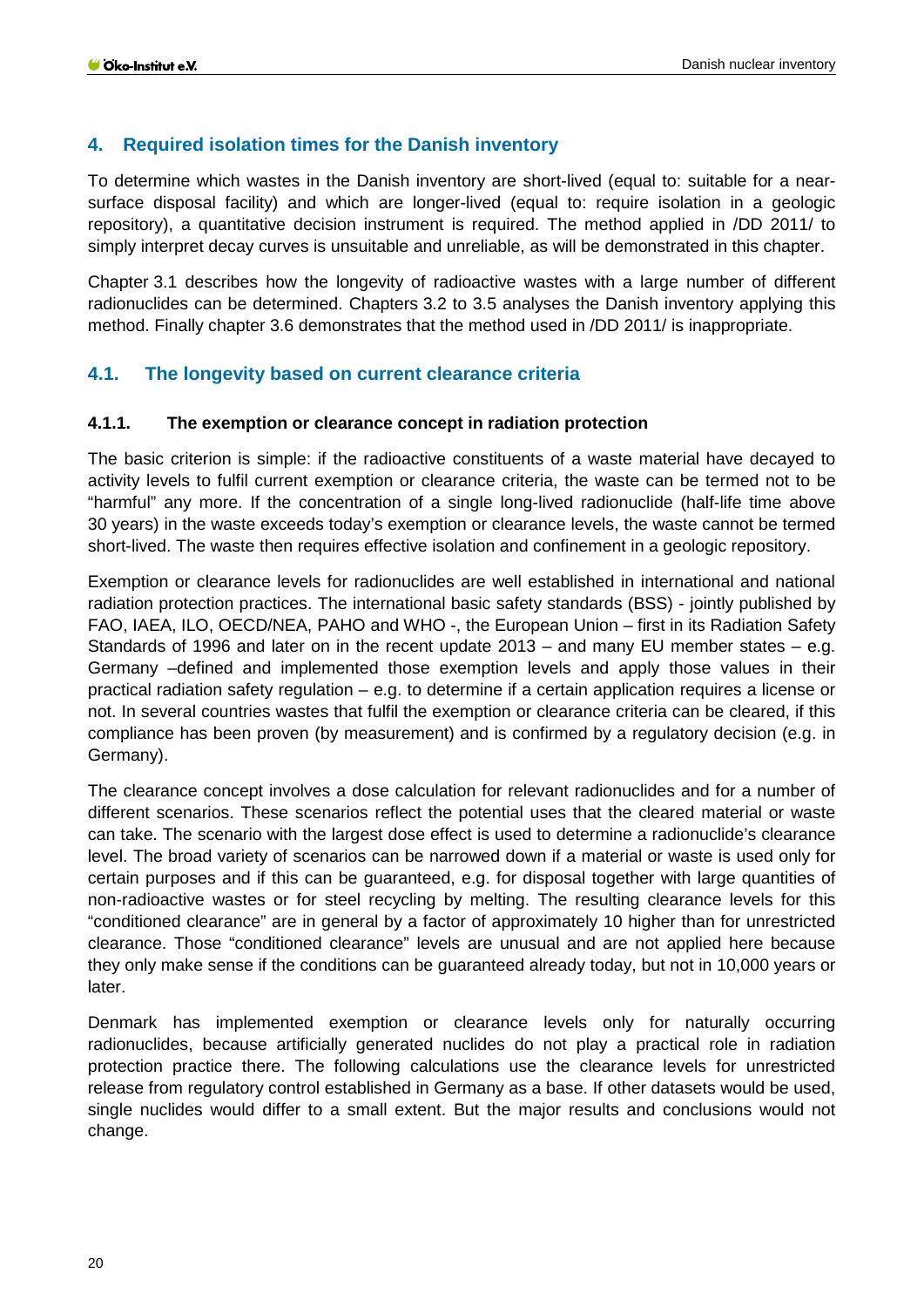## 4. Required isolation times for the Danish inventory

To determine which wastes in the Danish inventory are short-lived (equal to: suitable for a near-surface disposal facility) and which are longer-lived (equal to: require isolation in a geologic repository), a quantitative decision instrument is required. The method applied in /DD 2011/ to simply interpret decay curves is unsuitable and unreliable, as will be demonstrated in this chapter.

Chapter 3.1 describes how the longevity of radioactive wastes with a large number of different radionuclides can be determined. Chapters 3.2 to 3.5 analyses the Danish inventory applying this method. Finally chapter 3.6 demonstrates that the method used in /DD 2011/ is inappropriate.

### 4.1. The longevity based on current clearance criteria

#### 4.1.1. The exemption or clearance concept in radiation protection

The basic criterion is simple: if the radioactive constituents of a waste material have decayed to activity levels to fulfil current exemption or clearance criteria, the waste can be termed not to be "harmful" any more. If the concentration of a single long-lived radionuclide (half-life time above 30 years) in the waste exceeds today's exemption or clearance levels, the waste cannot be termed short-lived. The waste then requires effective isolation and confinement in a geologic repository.

Exemption or clearance levels for radionuclides are well established in international and national radiation protection practices. The international basic safety standards (BSS) - jointly published by FAO, IAEA, ILO, OECD/NEA, PAHO and WHO -, the European Union – first in its Radiation Safety Standards of 1996 and later on in the recent update 2013 – and many EU member states – e.g. Germany –defined and implemented those exemption levels and apply those values in their practical radiation safety regulation – e.g. to determine if a certain application requires a license or not. In several countries wastes that fulfil the exemption or clearance criteria can be cleared, if this compliance has been proven (by measurement) and is confirmed by a regulatory decision (e.g. in Germany).

The clearance concept involves a dose calculation for relevant radionuclides and for a number of different scenarios. These scenarios reflect the potential uses that the cleared material or waste can take. The scenario with the largest dose effect is used to determine a radionuclide's clearance level. The broad variety of scenarios can be narrowed down if a material or waste is used only for certain purposes and if this can be guaranteed, e.g. for disposal together with large quantities of non-radioactive wastes or for steel recycling by melting. The resulting clearance levels for this "conditioned clearance" are in general by a factor of approximately 10 higher than for unrestricted clearance. Those "conditioned clearance" levels are unusual and are not applied here because they only make sense if the conditions can be guaranteed already today, but not in 10,000 years or later.

Denmark has implemented exemption or clearance levels only for naturally occurring radionuclides, because artificially generated nuclides do not play a practical role in radiation protection practice there. The following calculations use the clearance levels for unrestricted release from regulatory control established in Germany as a base. If other datasets would be used, single nuclides would differ to a small extent. But the major results and conclusions would not change.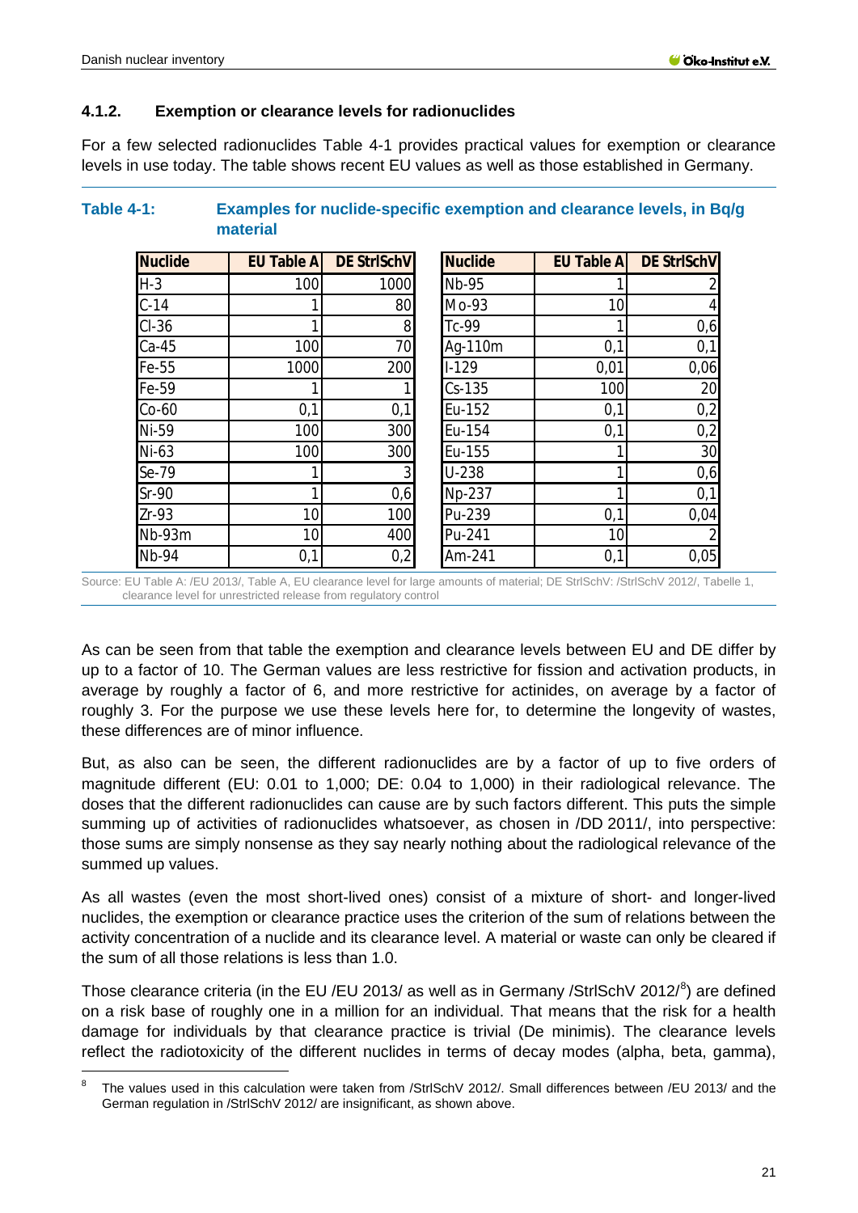### 4.1.2. Exemption or clearance levels for radionuclides

For a few selected radionuclides Table 4-1 provides practical values for exemption or clearance levels in use today. The table shows recent EU values as well as those established in Germany.

**Table 4-1: Examples for nuclide-specific exemption and clearance levels, in Bq/g material**

| Nuclide | EU Table A | DE StrlSchV | Nuclide | EU Table A | DE StrlSchV |
|---|---|---|---|---|---|
| H-3 | 100 | 1000 | Nb-95 | 1 | 2 |
| C-14 | 1 | 80 | Mo-93 | 10 | 4 |
| Cl-36 | 1 | 8 | Tc-99 | 1 | 0,6 |
| Ca-45 | 100 | 70 | Ag-110m | 0,1 | 0,1 |
| Fe-55 | 1000 | 200 | I-129 | 0,01 | 0,06 |
| Fe-59 | 1 | 1 | Cs-135 | 100 | 20 |
| Co-60 | 0,1 | 0,1 | Eu-152 | 0,1 | 0,2 |
| Ni-59 | 100 | 300 | Eu-154 | 0,1 | 0,2 |
| Ni-63 | 100 | 300 | Eu-155 | 1 | 30 |
| Se-79 | 1 | 3 | U-238 | 1 | 0,6 |
| Sr-90 | 1 | 0,6 | Np-237 | 1 | 0,1 |
| Zr-93 | 10 | 100 | Pu-239 | 0,1 | 0,04 |
| Nb-93m | 10 | 400 | Pu-241 | 10 | 2 |
| Nb-94 | 0,1 | 0,2 | Am-241 | 0,1 | 0,05 |

Source: EU Table A: /EU 2013/, Table A, EU clearance level for large amounts of material; DE StrlSchV: /StrlSchV 2012/, Tabelle 1, clearance level for unrestricted release from regulatory control

As can be seen from that table the exemption and clearance levels between EU and DE differ by up to a factor of 10. The German values are less restrictive for fission and activation products, in average by roughly a factor of 6, and more restrictive for actinides, on average by a factor of roughly 3. For the purpose we use these levels here for, to determine the longevity of wastes, these differences are of minor influence.

But, as also can be seen, the different radionuclides are by a factor of up to five orders of magnitude different (EU: 0.01 to 1,000; DE: 0.04 to 1,000) in their radiological relevance. The doses that the different radionuclides can cause are by such factors different. This puts the simple summing up of activities of radionuclides whatsoever, as chosen in /DD 2011/, into perspective: those sums are simply nonsense as they say nearly nothing about the radiological relevance of the summed up values.

As all wastes (even the most short-lived ones) consist of a mixture of short- and longer-lived nuclides, the exemption or clearance practice uses the criterion of the sum of relations between the activity concentration of a nuclide and its clearance level. A material or waste can only be cleared if the sum of all those relations is less than 1.0.

Those clearance criteria (in the EU /EU 2013/ as well as in Germany /StrlSchV 2012/[8]) are defined on a risk base of roughly one in a million for an individual. That means that the risk for a health damage for individuals by that clearance practice is trivial (De minimis). The clearance levels reflect the radiotoxicity of the different nuclides in terms of decay modes (alpha, beta, gamma),

[8] The values used in this calculation were taken from /StrlSchV 2012/. Small differences between /EU 2013/ and the German regulation in /StrlSchV 2012/ are insignificant, as shown above.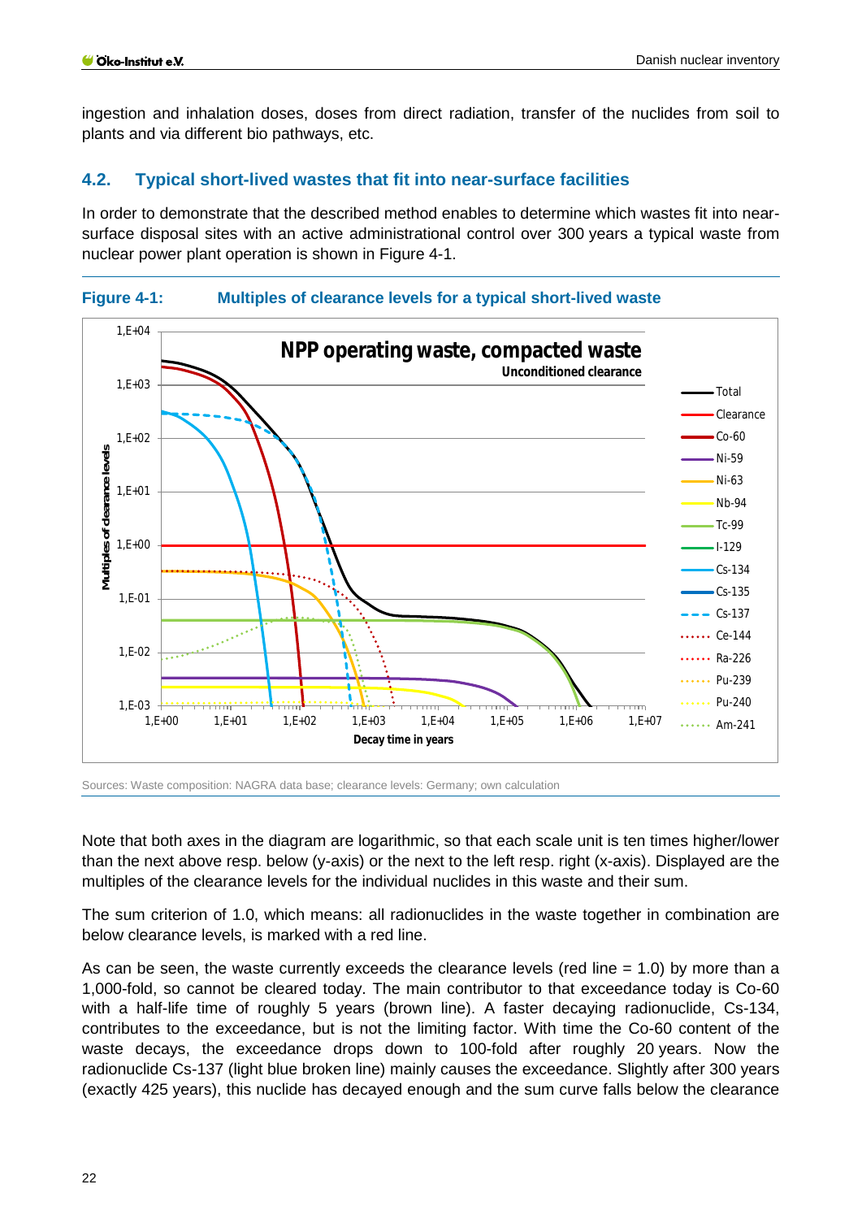ingestion and inhalation doses, doses from direct radiation, transfer of the nuclides from soil to plants and via different bio pathways, etc.

## 4.2. Typical short-lived wastes that fit into near-surface facilities

In order to demonstrate that the described method enables to determine which wastes fit into near-surface disposal sites with an active administrational control over 300 years a typical waste from nuclear power plant operation is shown in Figure 4-1.

**Figure 4-1: Multiples of clearance levels for a typical short-lived waste**

Sources: Waste composition: NAGRA data base; clearance levels: Germany; own calculation

Note that both axes in the diagram are logarithmic, so that each scale unit is ten times higher/lower than the next above resp. below (y-axis) or the next to the left resp. right (x-axis). Displayed are the multiples of the clearance levels for the individual nuclides in this waste and their sum.

The sum criterion of 1.0, which means: all radionuclides in the waste together in combination are below clearance levels, is marked with a red line.

As can be seen, the waste currently exceeds the clearance levels (red line = 1.0) by more than a 1,000-fold, so cannot be cleared today. The main contributor to that exceedance today is Co-60 with a half-life time of roughly 5 years (brown line). A faster decaying radionuclide, Cs-134, contributes to the exceedance, but is not the limiting factor. With time the Co-60 content of the waste decays, the exceedance drops down to 100-fold after roughly 20 years. Now the radionuclide Cs-137 (light blue broken line) mainly causes the exceedance. Slightly after 300 years (exactly 425 years), this nuclide has decayed enough and the sum curve falls below the clearance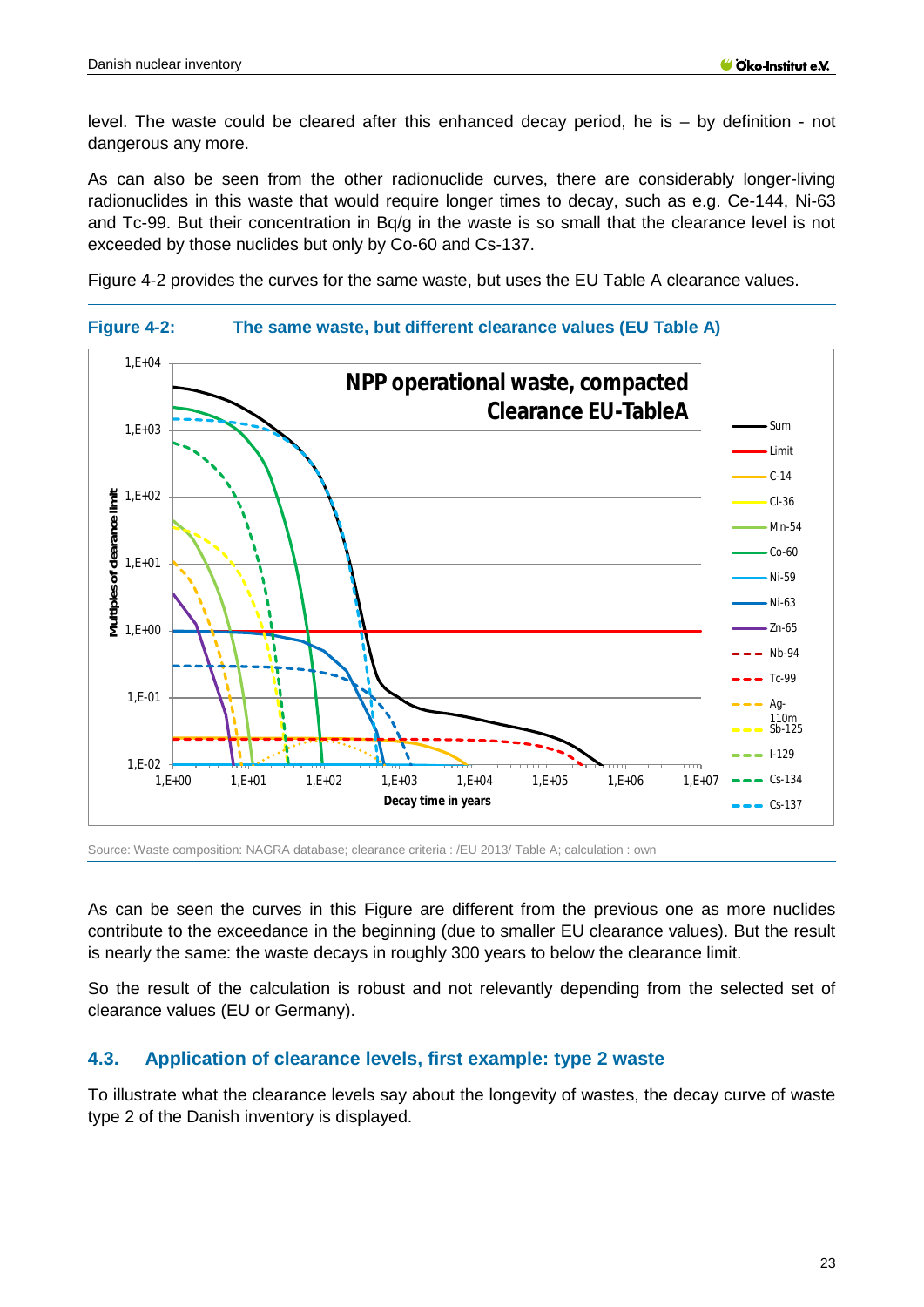level. The waste could be cleared after this enhanced decay period, he is – by definition - not dangerous any more.

As can also be seen from the other radionuclide curves, there are considerably longer-living radionuclides in this waste that would require longer times to decay, such as e.g. Ce-144, Ni-63 and Tc-99. But their concentration in Bq/g in the waste is so small that the clearance level is not exceeded by those nuclides but only by Co-60 and Cs-137.

Figure 4-2 provides the curves for the same waste, but uses the EU Table A clearance values.

**Figure 4-2: The same waste, but different clearance values (EU Table A)**

Source: Waste composition: NAGRA database; clearance criteria : /EU 2013/ Table A; calculation : own

As can be seen the curves in this Figure are different from the previous one as more nuclides contribute to the exceedance in the beginning (due to smaller EU clearance values). But the result is nearly the same: the waste decays in roughly 300 years to below the clearance limit.

So the result of the calculation is robust and not relevantly depending from the selected set of clearance values (EU or Germany).

## 4.3. Application of clearance levels, first example: type 2 waste

To illustrate what the clearance levels say about the longevity of wastes, the decay curve of waste type 2 of the Danish inventory is displayed.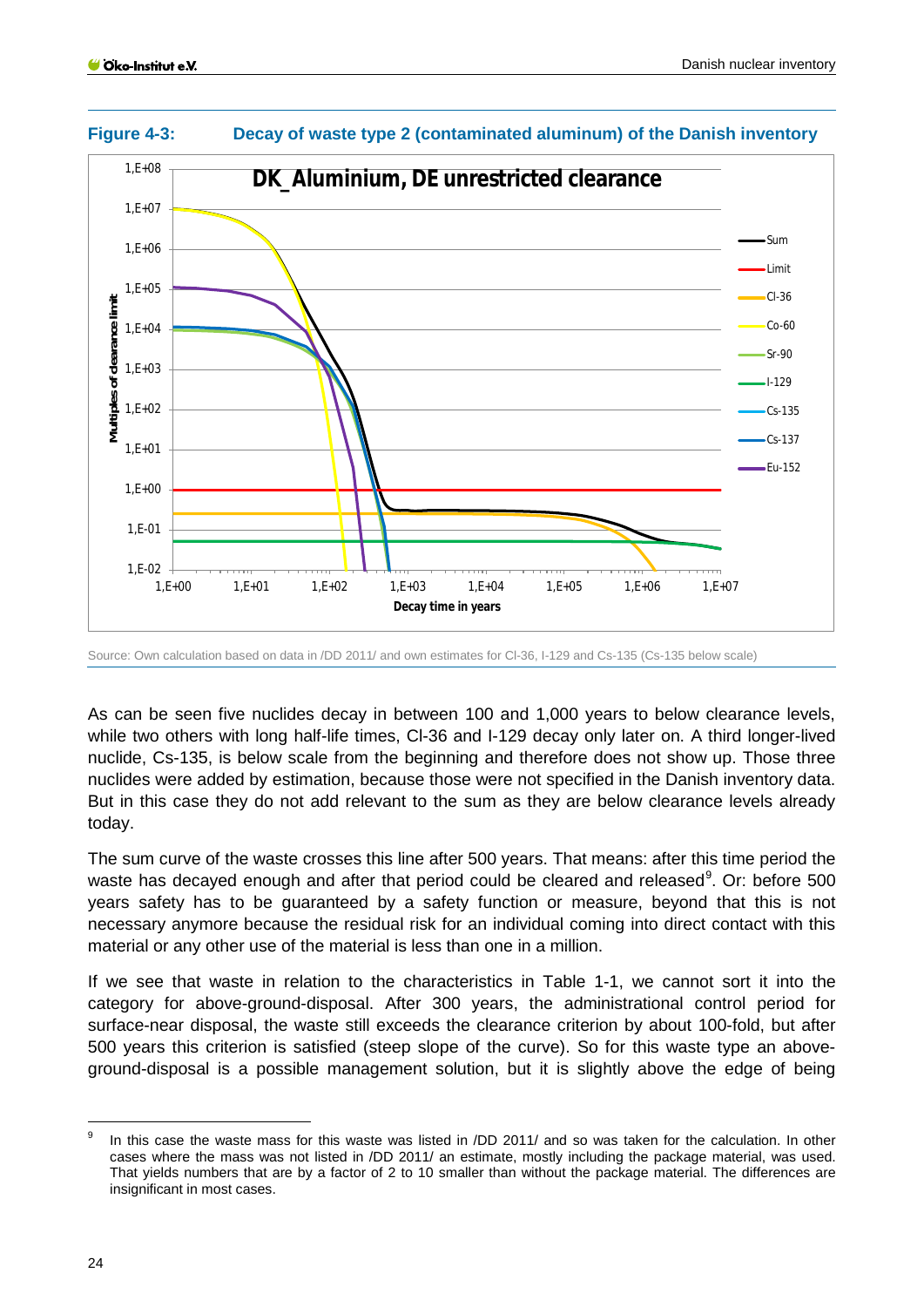**Figure 4-3: Decay of waste type 2 (contaminated aluminum) of the Danish inventory**

Source: Own calculation based on data in /DD 2011/ and own estimates for Cl-36, I-129 and Cs-135 (Cs-135 below scale)

As can be seen five nuclides decay in between 100 and 1,000 years to below clearance levels, while two others with long half-life times, Cl-36 and I-129 decay only later on. A third longer-lived nuclide, Cs-135, is below scale from the beginning and therefore does not show up. Those three nuclides were added by estimation, because those were not specified in the Danish inventory data. But in this case they do not add relevant to the sum as they are below clearance levels already today.

The sum curve of the waste crosses this line after 500 years. That means: after this time period the waste has decayed enough and after that period could be cleared and released[9]. Or: before 500 years safety has to be guaranteed by a safety function or measure, beyond that this is not necessary anymore because the residual risk for an individual coming into direct contact with this material or any other use of the material is less than one in a million.

If we see that waste in relation to the characteristics in Table 1-1, we cannot sort it into the category for above-ground-disposal. After 300 years, the administrational control period for surface-near disposal, the waste still exceeds the clearance criterion by about 100-fold, but after 500 years this criterion is satisfied (steep slope of the curve). So for this waste type an above-ground-disposal is a possible management solution, but it is slightly above the edge of being

[9] In this case the waste mass for this waste was listed in /DD 2011/ and so was taken for the calculation. In other cases where the mass was not listed in /DD 2011/ an estimate, mostly including the package material, was used. That yields numbers that are by a factor of 2 to 10 smaller than without the package material. The differences are insignificant in most cases.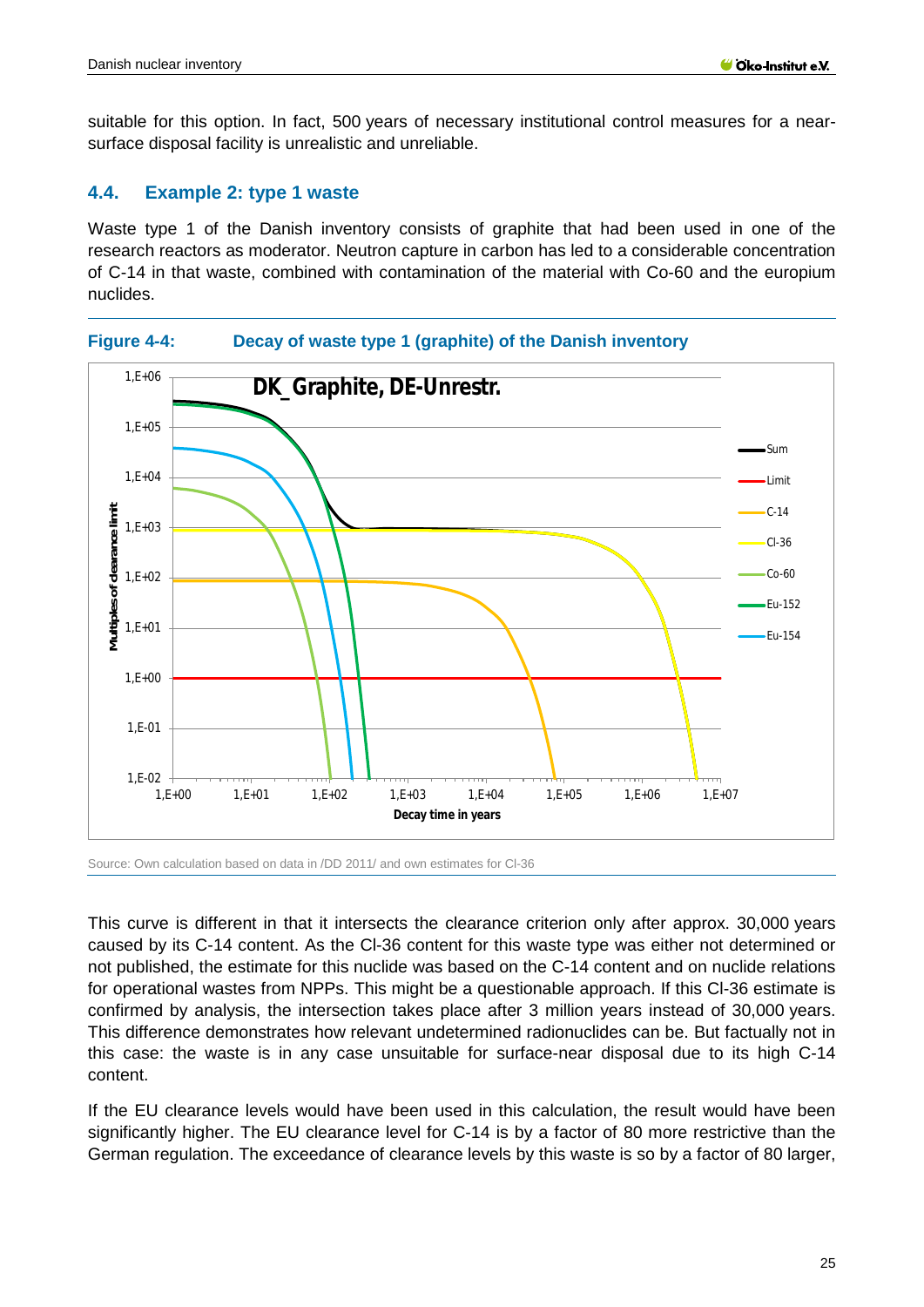suitable for this option. In fact, 500 years of necessary institutional control measures for a near-surface disposal facility is unrealistic and unreliable.

### 4.4. Example 2: type 1 waste

Waste type 1 of the Danish inventory consists of graphite that had been used in one of the research reactors as moderator. Neutron capture in carbon has led to a considerable concentration of C-14 in that waste, combined with contamination of the material with Co-60 and the europium nuclides.

**Figure 4-4: Decay of waste type 1 (graphite) of the Danish inventory**

Source: Own calculation based on data in /DD 2011/ and own estimates for Cl-36

This curve is different in that it intersects the clearance criterion only after approx. 30,000 years caused by its C-14 content. As the Cl-36 content for this waste type was either not determined or not published, the estimate for this nuclide was based on the C-14 content and on nuclide relations for operational wastes from NPPs. This might be a questionable approach. If this Cl-36 estimate is confirmed by analysis, the intersection takes place after 3 million years instead of 30,000 years. This difference demonstrates how relevant undetermined radionuclides can be. But factually not in this case: the waste is in any case unsuitable for surface-near disposal due to its high C-14 content.

If the EU clearance levels would have been used in this calculation, the result would have been significantly higher. The EU clearance level for C-14 is by a factor of 80 more restrictive than the German regulation. The exceedance of clearance levels by this waste is so by a factor of 80 larger,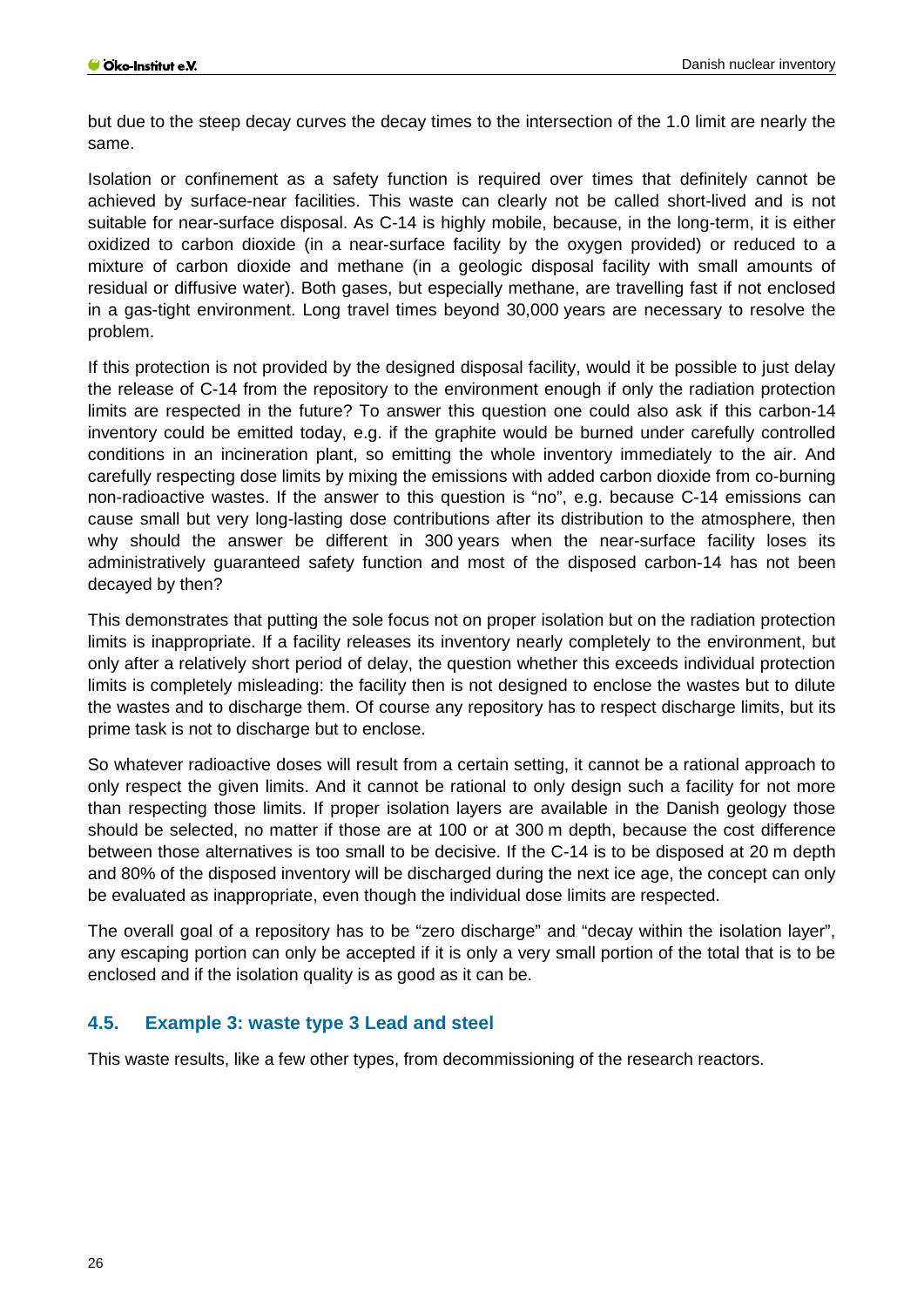but due to the steep decay curves the decay times to the intersection of the 1.0 limit are nearly the same.

Isolation or confinement as a safety function is required over times that definitely cannot be achieved by surface-near facilities. This waste can clearly not be called short-lived and is not suitable for near-surface disposal. As C-14 is highly mobile, because, in the long-term, it is either oxidized to carbon dioxide (in a near-surface facility by the oxygen provided) or reduced to a mixture of carbon dioxide and methane (in a geologic disposal facility with small amounts of residual or diffusive water). Both gases, but especially methane, are travelling fast if not enclosed in a gas-tight environment. Long travel times beyond 30,000 years are necessary to resolve the problem.

If this protection is not provided by the designed disposal facility, would it be possible to just delay the release of C-14 from the repository to the environment enough if only the radiation protection limits are respected in the future? To answer this question one could also ask if this carbon-14 inventory could be emitted today, e.g. if the graphite would be burned under carefully controlled conditions in an incineration plant, so emitting the whole inventory immediately to the air. And carefully respecting dose limits by mixing the emissions with added carbon dioxide from co-burning non-radioactive wastes. If the answer to this question is "no", e.g. because C-14 emissions can cause small but very long-lasting dose contributions after its distribution to the atmosphere, then why should the answer be different in 300 years when the near-surface facility loses its administratively guaranteed safety function and most of the disposed carbon-14 has not been decayed by then?

This demonstrates that putting the sole focus not on proper isolation but on the radiation protection limits is inappropriate. If a facility releases its inventory nearly completely to the environment, but only after a relatively short period of delay, the question whether this exceeds individual protection limits is completely misleading: the facility then is not designed to enclose the wastes but to dilute the wastes and to discharge them. Of course any repository has to respect discharge limits, but its prime task is not to discharge but to enclose.

So whatever radioactive doses will result from a certain setting, it cannot be a rational approach to only respect the given limits. And it cannot be rational to only design such a facility for not more than respecting those limits. If proper isolation layers are available in the Danish geology those should be selected, no matter if those are at 100 or at 300 m depth, because the cost difference between those alternatives is too small to be decisive. If the C-14 is to be disposed at 20 m depth and 80% of the disposed inventory will be discharged during the next ice age, the concept can only be evaluated as inappropriate, even though the individual dose limits are respected.

The overall goal of a repository has to be "zero discharge" and "decay within the isolation layer", any escaping portion can only be accepted if it is only a very small portion of the total that is to be enclosed and if the isolation quality is as good as it can be.

### 4.5. Example 3: waste type 3 Lead and steel

This waste results, like a few other types, from decommissioning of the research reactors.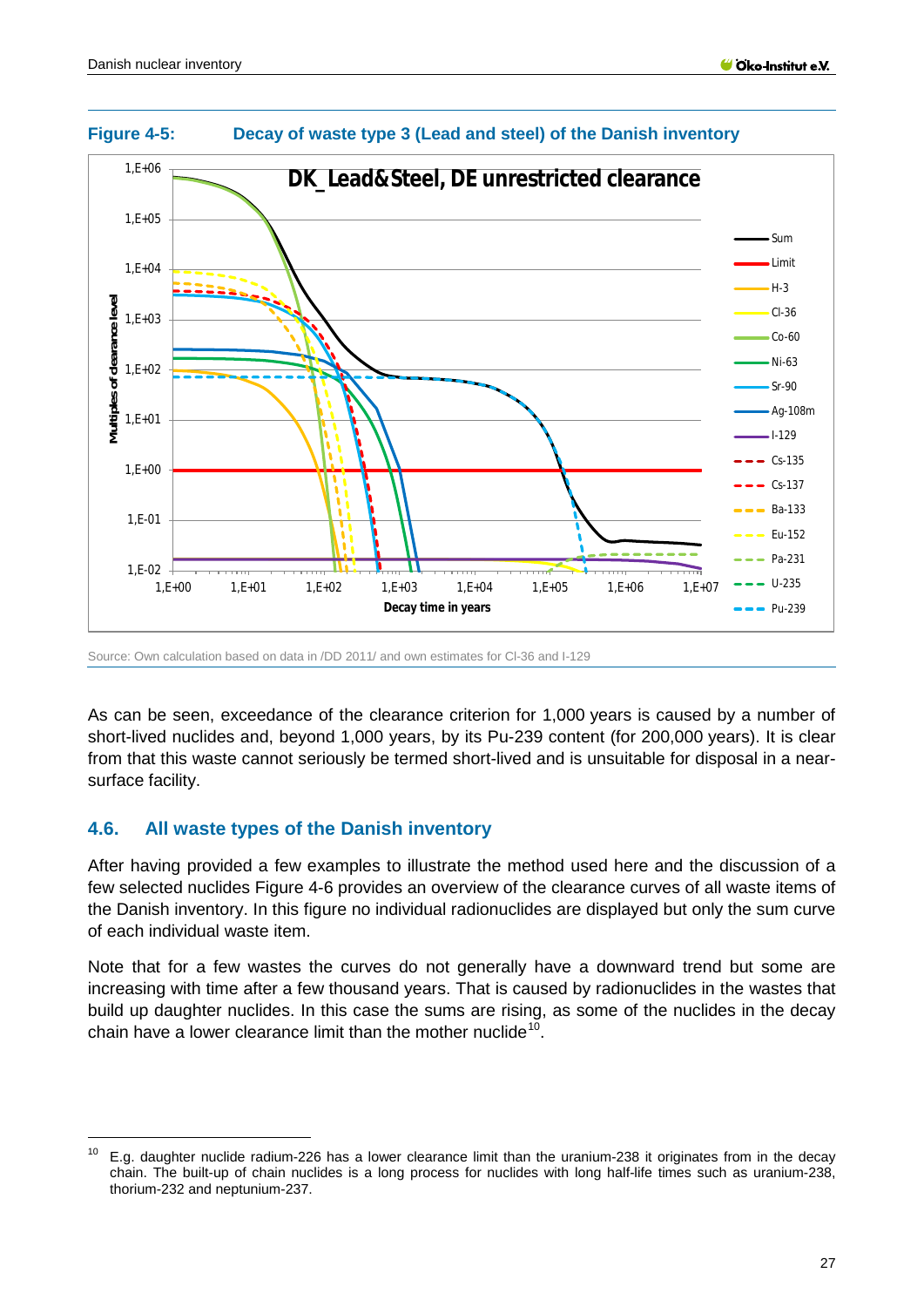**Figure 4-5: Decay of waste type 3 (Lead and steel) of the Danish inventory**

Source: Own calculation based on data in /DD 2011/ and own estimates for Cl-36 and I-129

As can be seen, exceedance of the clearance criterion for 1,000 years is caused by a number of short-lived nuclides and, beyond 1,000 years, by its Pu-239 content (for 200,000 years). It is clear from that this waste cannot seriously be termed short-lived and is unsuitable for disposal in a near-surface facility.

## 4.6. All waste types of the Danish inventory

After having provided a few examples to illustrate the method used here and the discussion of a few selected nuclides Figure 4-6 provides an overview of the clearance curves of all waste items of the Danish inventory. In this figure no individual radionuclides are displayed but only the sum curve of each individual waste item.

Note that for a few wastes the curves do not generally have a downward trend but some are increasing with time after a few thousand years. That is caused by radionuclides in the wastes that build up daughter nuclides. In this case the sums are rising, as some of the nuclides in the decay chain have a lower clearance limit than the mother nuclide[10].

[10] E.g. daughter nuclide radium-226 has a lower clearance limit than the uranium-238 it originates from in the decay chain. The built-up of chain nuclides is a long process for nuclides with long half-life times such as uranium-238, thorium-232 and neptunium-237.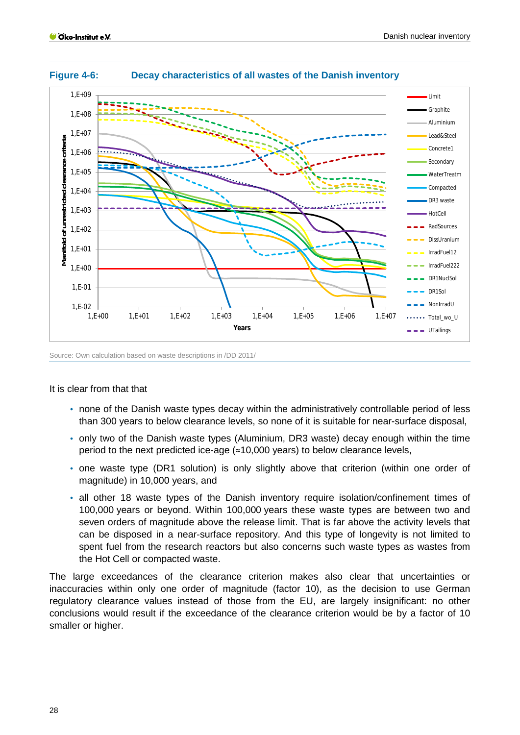**Figure 4-6: Decay characteristics of all wastes of the Danish inventory**

Source: Own calculation based on waste descriptions in /DD 2011/

It is clear from that that

- none of the Danish waste types decay within the administratively controllable period of less than 300 years to below clearance levels, so none of it is suitable for near-surface disposal,
- only two of the Danish waste types (Aluminium, DR3 waste) decay enough within the time period to the next predicted ice-age (≈10,000 years) to below clearance levels,
- one waste type (DR1 solution) is only slightly above that criterion (within one order of magnitude) in 10,000 years, and
- all other 18 waste types of the Danish inventory require isolation/confinement times of 100,000 years or beyond. Within 100,000 years these waste types are between two and seven orders of magnitude above the release limit. That is far above the activity levels that can be disposed in a near-surface repository. And this type of longevity is not limited to spent fuel from the research reactors but also concerns such waste types as wastes from the Hot Cell or compacted waste.

The large exceedances of the clearance criterion makes also clear that uncertainties or inaccuracies within only one order of magnitude (factor 10), as the decision to use German regulatory clearance values instead of those from the EU, are largely insignificant: no other conclusions would result if the exceedance of the clearance criterion would be by a factor of 10 smaller or higher.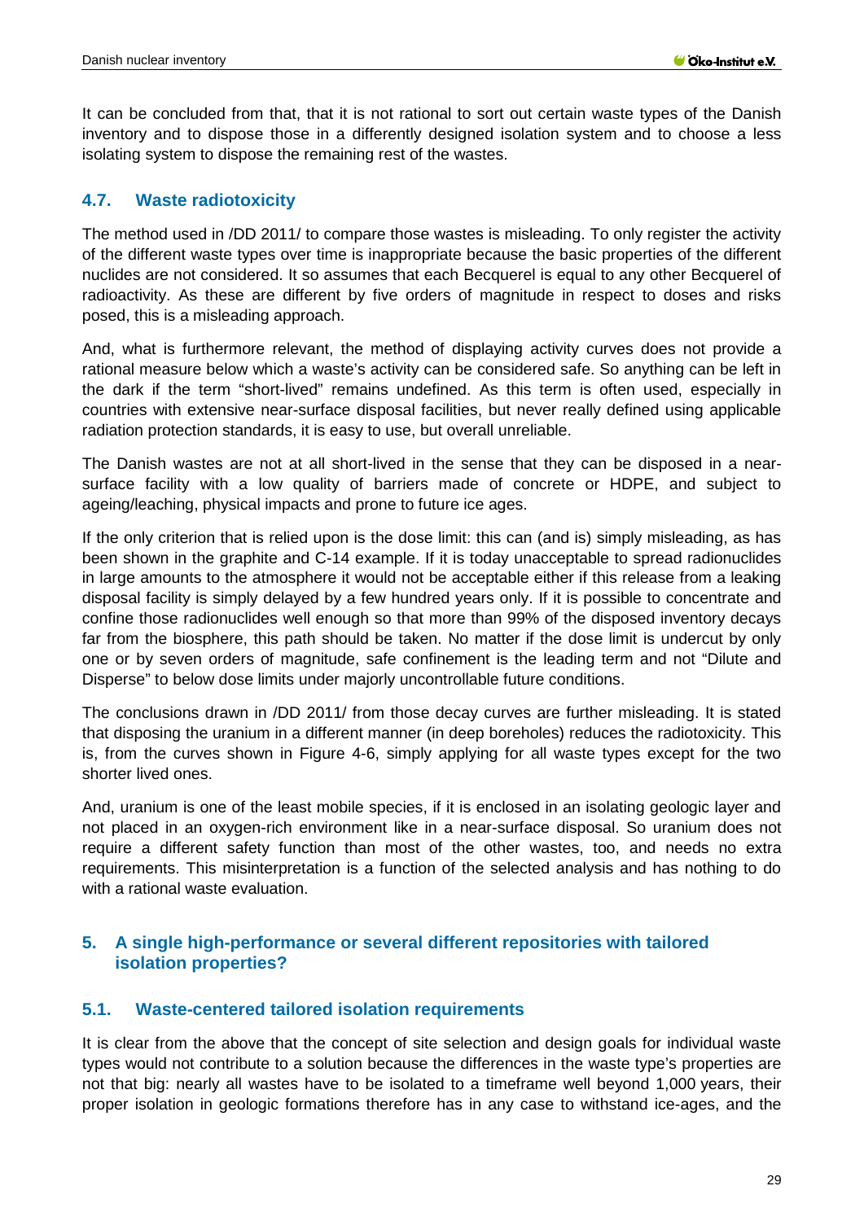It can be concluded from that, that it is not rational to sort out certain waste types of the Danish inventory and to dispose those in a differently designed isolation system and to choose a less isolating system to dispose the remaining rest of the wastes.

### 4.7. Waste radiotoxicity

The method used in /DD 2011/ to compare those wastes is misleading. To only register the activity of the different waste types over time is inappropriate because the basic properties of the different nuclides are not considered. It so assumes that each Becquerel is equal to any other Becquerel of radioactivity. As these are different by five orders of magnitude in respect to doses and risks posed, this is a misleading approach.

And, what is furthermore relevant, the method of displaying activity curves does not provide a rational measure below which a waste's activity can be considered safe. So anything can be left in the dark if the term "short-lived" remains undefined. As this term is often used, especially in countries with extensive near-surface disposal facilities, but never really defined using applicable radiation protection standards, it is easy to use, but overall unreliable.

The Danish wastes are not at all short-lived in the sense that they can be disposed in a near-surface facility with a low quality of barriers made of concrete or HDPE, and subject to ageing/leaching, physical impacts and prone to future ice ages.

If the only criterion that is relied upon is the dose limit: this can (and is) simply misleading, as has been shown in the graphite and C-14 example. If it is today unacceptable to spread radionuclides in large amounts to the atmosphere it would not be acceptable either if this release from a leaking disposal facility is simply delayed by a few hundred years only. If it is possible to concentrate and confine those radionuclides well enough so that more than 99% of the disposed inventory decays far from the biosphere, this path should be taken. No matter if the dose limit is undercut by only one or by seven orders of magnitude, safe confinement is the leading term and not "Dilute and Disperse" to below dose limits under majorly uncontrollable future conditions.

The conclusions drawn in /DD 2011/ from those decay curves are further misleading. It is stated that disposing the uranium in a different manner (in deep boreholes) reduces the radiotoxicity. This is, from the curves shown in Figure 4-6, simply applying for all waste types except for the two shorter lived ones.

And, uranium is one of the least mobile species, if it is enclosed in an isolating geologic layer and not placed in an oxygen-rich environment like in a near-surface disposal. So uranium does not require a different safety function than most of the other wastes, too, and needs no extra requirements. This misinterpretation is a function of the selected analysis and has nothing to do with a rational waste evaluation.

## 5. A single high-performance or several different repositories with tailored isolation properties?

### 5.1. Waste-centered tailored isolation requirements

It is clear from the above that the concept of site selection and design goals for individual waste types would not contribute to a solution because the differences in the waste type's properties are not that big: nearly all wastes have to be isolated to a timeframe well beyond 1,000 years, their proper isolation in geologic formations therefore has in any case to withstand ice-ages, and the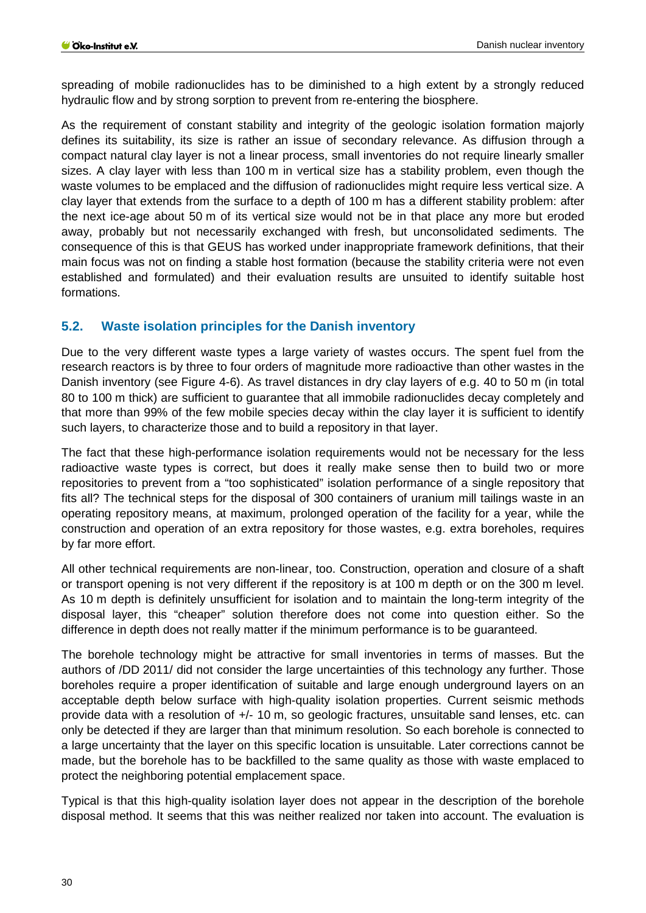spreading of mobile radionuclides has to be diminished to a high extent by a strongly reduced hydraulic flow and by strong sorption to prevent from re-entering the biosphere.

As the requirement of constant stability and integrity of the geologic isolation formation majorly defines its suitability, its size is rather an issue of secondary relevance. As diffusion through a compact natural clay layer is not a linear process, small inventories do not require linearly smaller sizes. A clay layer with less than 100 m in vertical size has a stability problem, even though the waste volumes to be emplaced and the diffusion of radionuclides might require less vertical size. A clay layer that extends from the surface to a depth of 100 m has a different stability problem: after the next ice-age about 50 m of its vertical size would not be in that place any more but eroded away, probably but not necessarily exchanged with fresh, but unconsolidated sediments. The consequence of this is that GEUS has worked under inappropriate framework definitions, that their main focus was not on finding a stable host formation (because the stability criteria were not even established and formulated) and their evaluation results are unsuited to identify suitable host formations.

## 5.2. Waste isolation principles for the Danish inventory

Due to the very different waste types a large variety of wastes occurs. The spent fuel from the research reactors is by three to four orders of magnitude more radioactive than other wastes in the Danish inventory (see Figure 4-6). As travel distances in dry clay layers of e.g. 40 to 50 m (in total 80 to 100 m thick) are sufficient to guarantee that all immobile radionuclides decay completely and that more than 99% of the few mobile species decay within the clay layer it is sufficient to identify such layers, to characterize those and to build a repository in that layer.

The fact that these high-performance isolation requirements would not be necessary for the less radioactive waste types is correct, but does it really make sense then to build two or more repositories to prevent from a "too sophisticated" isolation performance of a single repository that fits all? The technical steps for the disposal of 300 containers of uranium mill tailings waste in an operating repository means, at maximum, prolonged operation of the facility for a year, while the construction and operation of an extra repository for those wastes, e.g. extra boreholes, requires by far more effort.

All other technical requirements are non-linear, too. Construction, operation and closure of a shaft or transport opening is not very different if the repository is at 100 m depth or on the 300 m level. As 10 m depth is definitely unsufficient for isolation and to maintain the long-term integrity of the disposal layer, this "cheaper" solution therefore does not come into question either. So the difference in depth does not really matter if the minimum performance is to be guaranteed.

The borehole technology might be attractive for small inventories in terms of masses. But the authors of /DD 2011/ did not consider the large uncertainties of this technology any further. Those boreholes require a proper identification of suitable and large enough underground layers on an acceptable depth below surface with high-quality isolation properties. Current seismic methods provide data with a resolution of +/- 10 m, so geologic fractures, unsuitable sand lenses, etc. can only be detected if they are larger than that minimum resolution. So each borehole is connected to a large uncertainty that the layer on this specific location is unsuitable. Later corrections cannot be made, but the borehole has to be backfilled to the same quality as those with waste emplaced to protect the neighboring potential emplacement space.

Typical is that this high-quality isolation layer does not appear in the description of the borehole disposal method. It seems that this was neither realized nor taken into account. The evaluation is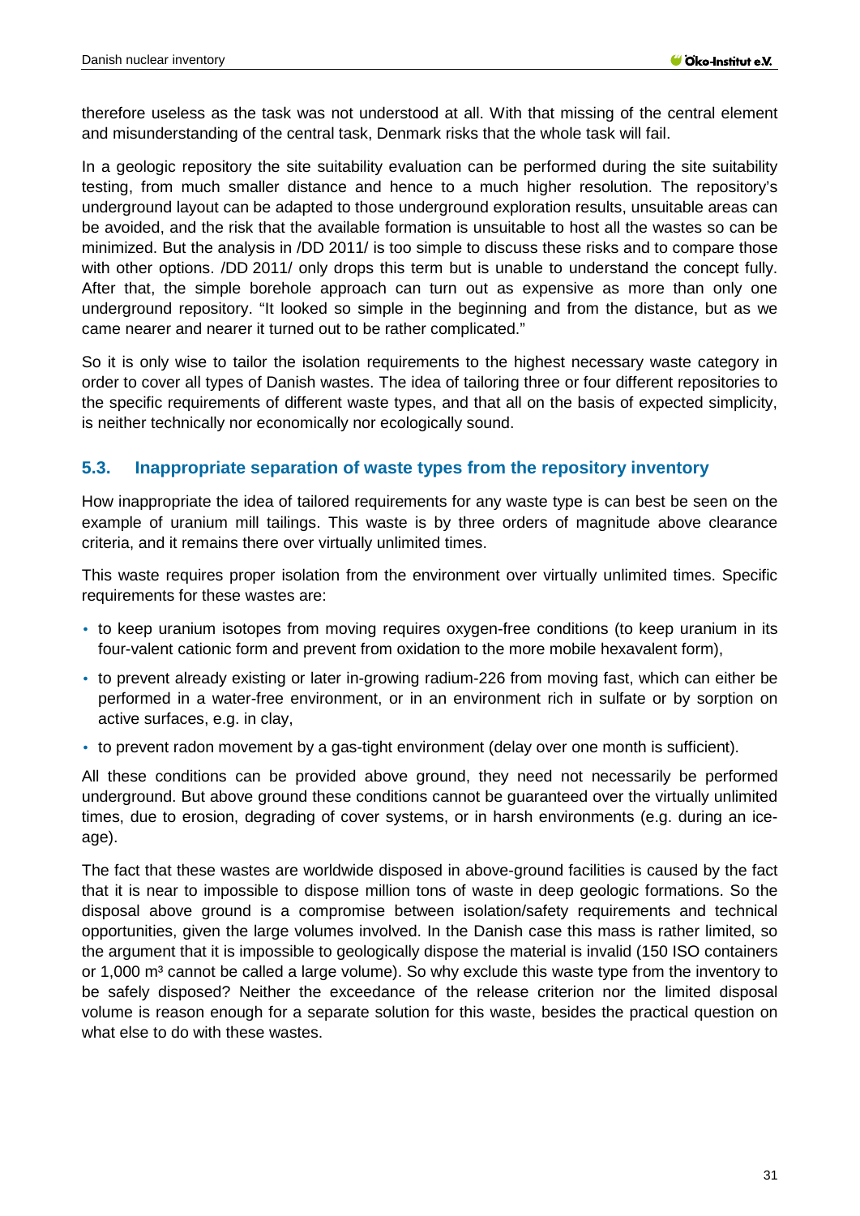therefore useless as the task was not understood at all. With that missing of the central element and misunderstanding of the central task, Denmark risks that the whole task will fail.

In a geologic repository the site suitability evaluation can be performed during the site suitability testing, from much smaller distance and hence to a much higher resolution. The repository's underground layout can be adapted to those underground exploration results, unsuitable areas can be avoided, and the risk that the available formation is unsuitable to host all the wastes so can be minimized. But the analysis in /DD 2011/ is too simple to discuss these risks and to compare those with other options. /DD 2011/ only drops this term but is unable to understand the concept fully. After that, the simple borehole approach can turn out as expensive as more than only one underground repository. "It looked so simple in the beginning and from the distance, but as we came nearer and nearer it turned out to be rather complicated."

So it is only wise to tailor the isolation requirements to the highest necessary waste category in order to cover all types of Danish wastes. The idea of tailoring three or four different repositories to the specific requirements of different waste types, and that all on the basis of expected simplicity, is neither technically nor economically nor ecologically sound.

## 5.3. Inappropriate separation of waste types from the repository inventory

How inappropriate the idea of tailored requirements for any waste type is can best be seen on the example of uranium mill tailings. This waste is by three orders of magnitude above clearance criteria, and it remains there over virtually unlimited times.

This waste requires proper isolation from the environment over virtually unlimited times. Specific requirements for these wastes are:

- to keep uranium isotopes from moving requires oxygen-free conditions (to keep uranium in its four-valent cationic form and prevent from oxidation to the more mobile hexavalent form),
- to prevent already existing or later in-growing radium-226 from moving fast, which can either be performed in a water-free environment, or in an environment rich in sulfate or by sorption on active surfaces, e.g. in clay,
- to prevent radon movement by a gas-tight environment (delay over one month is sufficient).

All these conditions can be provided above ground, they need not necessarily be performed underground. But above ground these conditions cannot be guaranteed over the virtually unlimited times, due to erosion, degrading of cover systems, or in harsh environments (e.g. during an ice-age).

The fact that these wastes are worldwide disposed in above-ground facilities is caused by the fact that it is near to impossible to dispose million tons of waste in deep geologic formations. So the disposal above ground is a compromise between isolation/safety requirements and technical opportunities, given the large volumes involved. In the Danish case this mass is rather limited, so the argument that it is impossible to geologically dispose the material is invalid (150 ISO containers or 1,000 $m^3$ cannot be called a large volume). So why exclude this waste type from the inventory to be safely disposed? Neither the exceedance of the release criterion nor the limited disposal volume is reason enough for a separate solution for this waste, besides the practical question on what else to do with these wastes.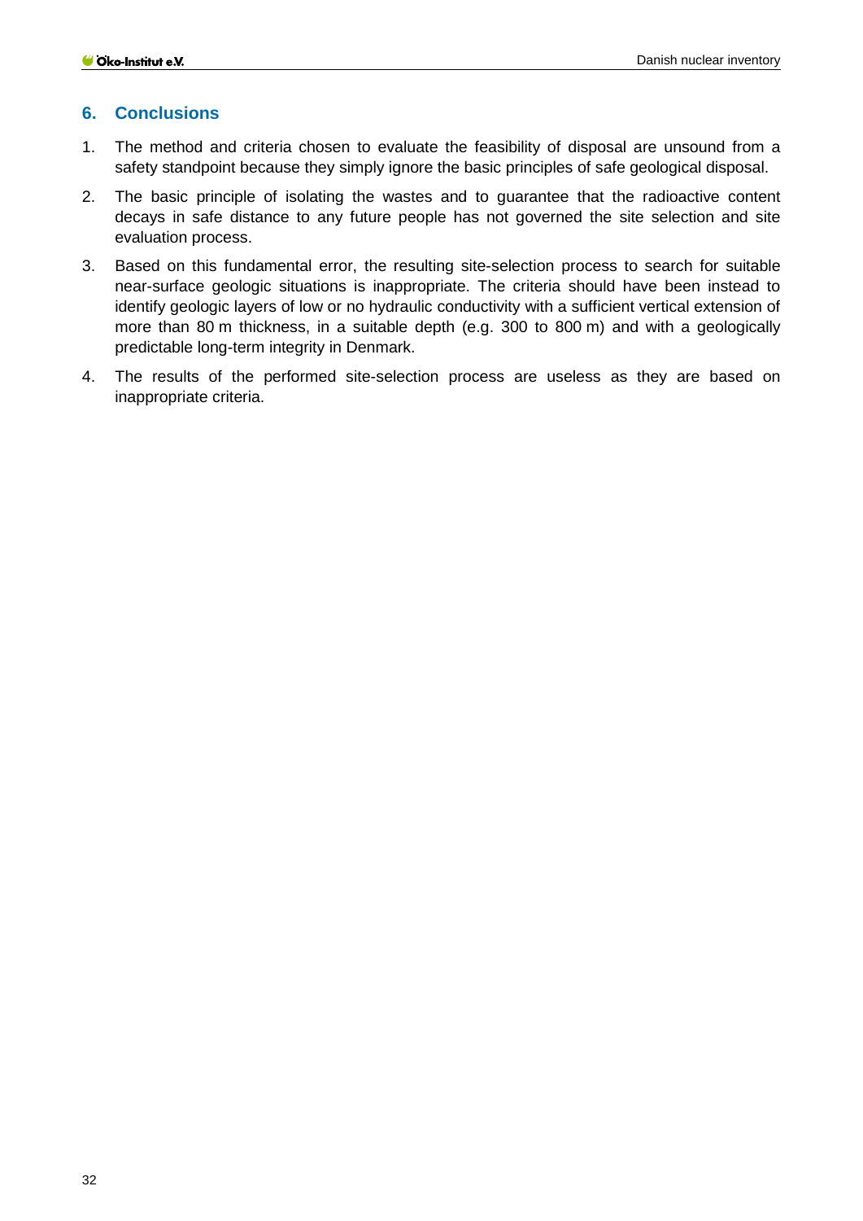## 6. Conclusions

1. The method and criteria chosen to evaluate the feasibility of disposal are unsound from a safety standpoint because they simply ignore the basic principles of safe geological disposal.
2. The basic principle of isolating the wastes and to guarantee that the radioactive content decays in safe distance to any future people has not governed the site selection and site evaluation process.
3. Based on this fundamental error, the resulting site-selection process to search for suitable near-surface geologic situations is inappropriate. The criteria should have been instead to identify geologic layers of low or no hydraulic conductivity with a sufficient vertical extension of more than 80 m thickness, in a suitable depth (e.g. 300 to 800 m) and with a geologically predictable long-term integrity in Denmark.
4. The results of the performed site-selection process are useless as they are based on inappropriate criteria.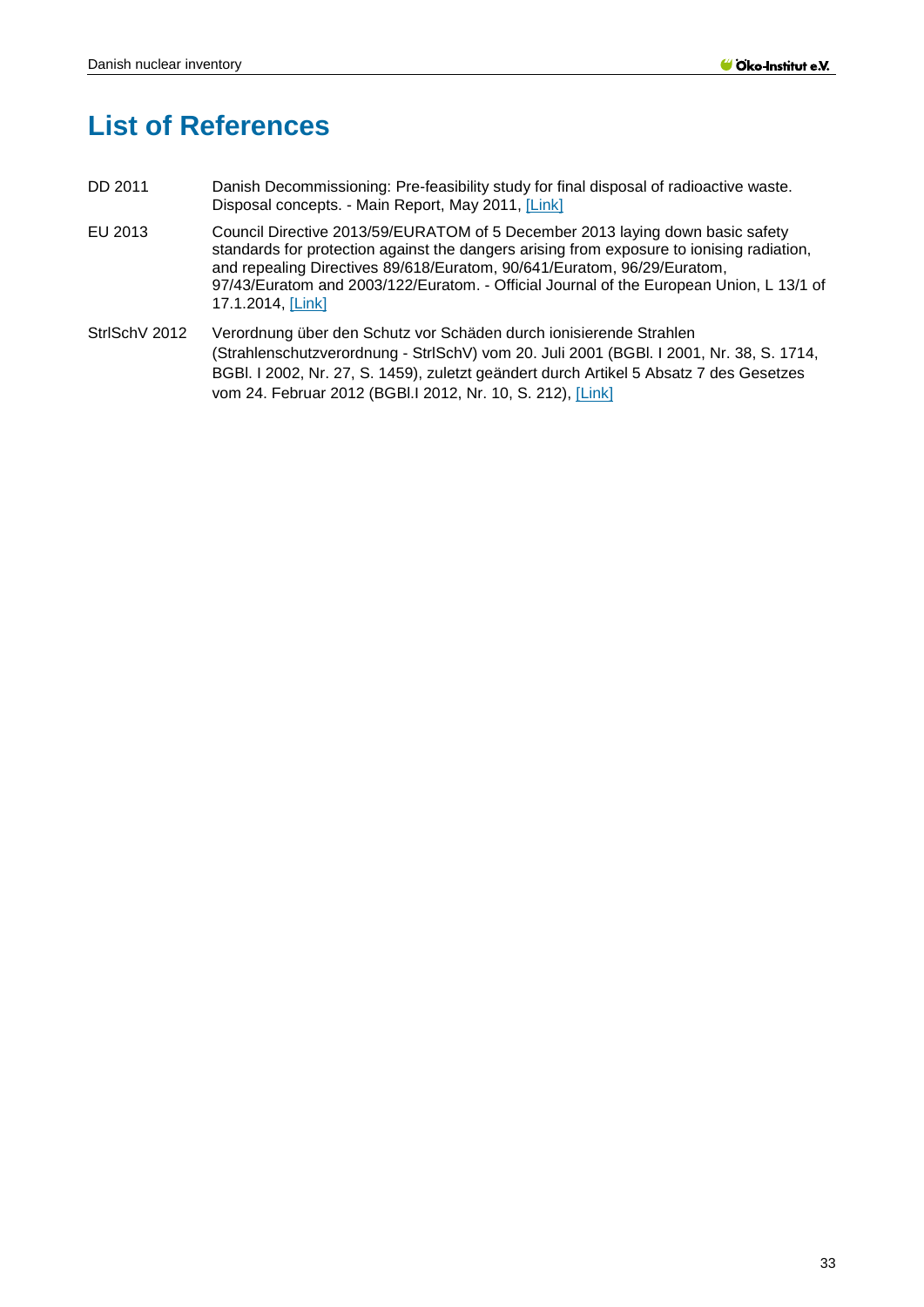# List of References

| | |
|---|---|
| DD 2011 | Danish Decommissioning: Pre-feasibility study for final disposal of radioactive waste. Disposal concepts. - Main Report, May 2011, [Link] |
| EU 2013 | Council Directive 2013/59/EURATOM of 5 December 2013 laying down basic safety standards for protection against the dangers arising from exposure to ionising radiation, and repealing Directives 89/618/Euratom, 90/641/Euratom, 96/29/Euratom, 97/43/Euratom and 2003/122/Euratom. - Official Journal of the European Union, L 13/1 of 17.1.2014, [Link] |
| StrlSchV 2012 | Verordnung über den Schutz vor Schäden durch ionisierende Strahlen (Strahlenschutzverordnung - StrlSchV) vom 20. Juli 2001 (BGBl. I 2001, Nr. 38, S. 1714, BGBl. I 2002, Nr. 27, S. 1459), zuletzt geändert durch Artikel 5 Absatz 7 des Gesetzes vom 24. Februar 2012 (BGBl.I 2012, Nr. 10, S. 212), [Link] |